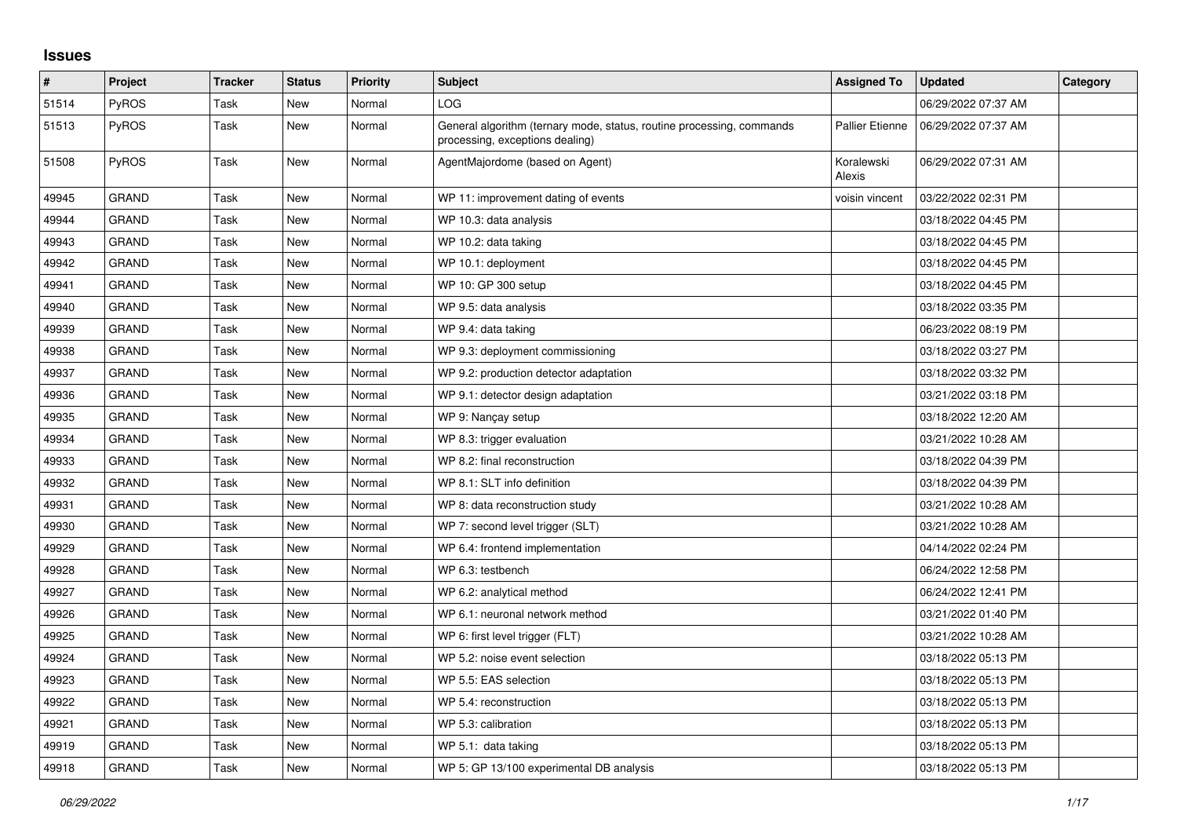# Issues

| # | Project | Tracker | Status | Priority | Subject | Assigned To | Updated | Category |
|---|---|---|---|---|---|---|---|---|
| 51514 | PyROS | Task | New | Normal | LOG | | 06/29/2022 07:37 AM | |
| 51513 | PyROS | Task | New | Normal | General algorithm (ternary mode, status, routine processing, commands processing, exceptions dealing) | Pallier Etienne | 06/29/2022 07:37 AM | |
| 51508 | PyROS | Task | New | Normal | AgentMajordome (based on Agent) | Koralewski Alexis | 06/29/2022 07:31 AM | |
| 49945 | GRAND | Task | New | Normal | WP 11: improvement dating of events | voisin vincent | 03/22/2022 02:31 PM | |
| 49944 | GRAND | Task | New | Normal | WP 10.3: data analysis | | 03/18/2022 04:45 PM | |
| 49943 | GRAND | Task | New | Normal | WP 10.2: data taking | | 03/18/2022 04:45 PM | |
| 49942 | GRAND | Task | New | Normal | WP 10.1: deployment | | 03/18/2022 04:45 PM | |
| 49941 | GRAND | Task | New | Normal | WP 10: GP 300 setup | | 03/18/2022 04:45 PM | |
| 49940 | GRAND | Task | New | Normal | WP 9.5: data analysis | | 03/18/2022 03:35 PM | |
| 49939 | GRAND | Task | New | Normal | WP 9.4: data taking | | 06/23/2022 08:19 PM | |
| 49938 | GRAND | Task | New | Normal | WP 9.3: deployment commissioning | | 03/18/2022 03:27 PM | |
| 49937 | GRAND | Task | New | Normal | WP 9.2: production detector adaptation | | 03/18/2022 03:32 PM | |
| 49936 | GRAND | Task | New | Normal | WP 9.1: detector design adaptation | | 03/21/2022 03:18 PM | |
| 49935 | GRAND | Task | New | Normal | WP 9: Nançay setup | | 03/18/2022 12:20 AM | |
| 49934 | GRAND | Task | New | Normal | WP 8.3: trigger evaluation | | 03/21/2022 10:28 AM | |
| 49933 | GRAND | Task | New | Normal | WP 8.2: final reconstruction | | 03/18/2022 04:39 PM | |
| 49932 | GRAND | Task | New | Normal | WP 8.1: SLT info definition | | 03/18/2022 04:39 PM | |
| 49931 | GRAND | Task | New | Normal | WP 8: data reconstruction study | | 03/21/2022 10:28 AM | |
| 49930 | GRAND | Task | New | Normal | WP 7: second level trigger (SLT) | | 03/21/2022 10:28 AM | |
| 49929 | GRAND | Task | New | Normal | WP 6.4: frontend implementation | | 04/14/2022 02:24 PM | |
| 49928 | GRAND | Task | New | Normal | WP 6.3: testbench | | 06/24/2022 12:58 PM | |
| 49927 | GRAND | Task | New | Normal | WP 6.2: analytical method | | 06/24/2022 12:41 PM | |
| 49926 | GRAND | Task | New | Normal | WP 6.1: neuronal network method | | 03/21/2022 01:40 PM | |
| 49925 | GRAND | Task | New | Normal | WP 6: first level trigger (FLT) | | 03/21/2022 10:28 AM | |
| 49924 | GRAND | Task | New | Normal | WP 5.2: noise event selection | | 03/18/2022 05:13 PM | |
| 49923 | GRAND | Task | New | Normal | WP 5.5: EAS selection | | 03/18/2022 05:13 PM | |
| 49922 | GRAND | Task | New | Normal | WP 5.4: reconstruction | | 03/18/2022 05:13 PM | |
| 49921 | GRAND | Task | New | Normal | WP 5.3: calibration | | 03/18/2022 05:13 PM | |
| 49919 | GRAND | Task | New | Normal | WP 5.1: data taking | | 03/18/2022 05:13 PM | |
| 49918 | GRAND | Task | New | Normal | WP 5: GP 13/100 experimental DB analysis | | 03/18/2022 05:13 PM | |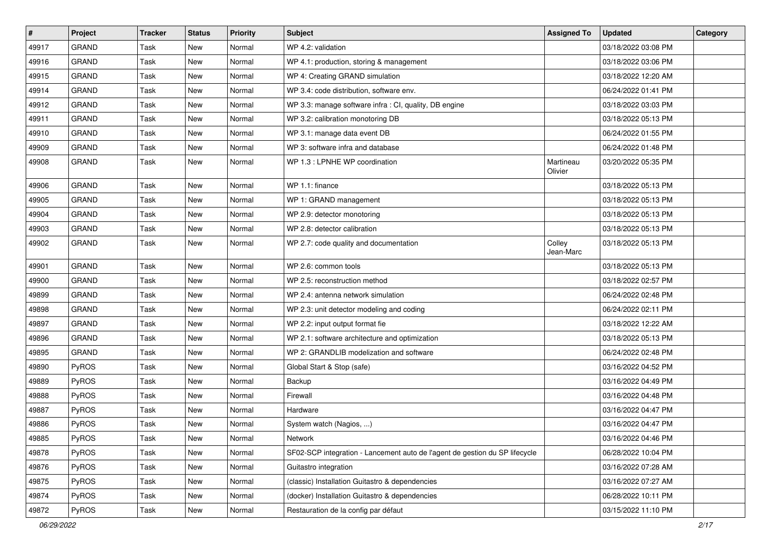| # | Project | Tracker | Status | Priority | Subject | Assigned To | Updated | Category |
|---|---|---|---|---|---|---|---|---|
| 49917 | GRAND | Task | New | Normal | WP 4.2: validation | | 03/18/2022 03:08 PM | |
| 49916 | GRAND | Task | New | Normal | WP 4.1: production, storing & management | | 03/18/2022 03:06 PM | |
| 49915 | GRAND | Task | New | Normal | WP 4: Creating GRAND simulation | | 03/18/2022 12:20 AM | |
| 49914 | GRAND | Task | New | Normal | WP 3.4: code distribution, software env. | | 06/24/2022 01:41 PM | |
| 49912 | GRAND | Task | New | Normal | WP 3.3: manage software infra : CI, quality, DB engine | | 03/18/2022 03:03 PM | |
| 49911 | GRAND | Task | New | Normal | WP 3.2: calibration monotoring DB | | 03/18/2022 05:13 PM | |
| 49910 | GRAND | Task | New | Normal | WP 3.1: manage data event DB | | 06/24/2022 01:55 PM | |
| 49909 | GRAND | Task | New | Normal | WP 3: software infra and database | | 06/24/2022 01:48 PM | |
| 49908 | GRAND | Task | New | Normal | WP 1.3 : LPNHE WP coordination | Martineau Olivier | 03/20/2022 05:35 PM | |
| 49906 | GRAND | Task | New | Normal | WP 1.1: finance | | 03/18/2022 05:13 PM | |
| 49905 | GRAND | Task | New | Normal | WP 1: GRAND management | | 03/18/2022 05:13 PM | |
| 49904 | GRAND | Task | New | Normal | WP 2.9: detector monotoring | | 03/18/2022 05:13 PM | |
| 49903 | GRAND | Task | New | Normal | WP 2.8: detector calibration | | 03/18/2022 05:13 PM | |
| 49902 | GRAND | Task | New | Normal | WP 2.7: code quality and documentation | Colley Jean-Marc | 03/18/2022 05:13 PM | |
| 49901 | GRAND | Task | New | Normal | WP 2.6: common tools | | 03/18/2022 05:13 PM | |
| 49900 | GRAND | Task | New | Normal | WP 2.5: reconstruction method | | 03/18/2022 02:57 PM | |
| 49899 | GRAND | Task | New | Normal | WP 2.4: antenna network simulation | | 06/24/2022 02:48 PM | |
| 49898 | GRAND | Task | New | Normal | WP 2.3: unit detector modeling and coding | | 06/24/2022 02:11 PM | |
| 49897 | GRAND | Task | New | Normal | WP 2.2: input output format fie | | 03/18/2022 12:22 AM | |
| 49896 | GRAND | Task | New | Normal | WP 2.1: software architecture and optimization | | 03/18/2022 05:13 PM | |
| 49895 | GRAND | Task | New | Normal | WP 2: GRANDLIB modelization and software | | 06/24/2022 02:48 PM | |
| 49890 | PyROS | Task | New | Normal | Global Start & Stop (safe) | | 03/16/2022 04:52 PM | |
| 49889 | PyROS | Task | New | Normal | Backup | | 03/16/2022 04:49 PM | |
| 49888 | PyROS | Task | New | Normal | Firewall | | 03/16/2022 04:48 PM | |
| 49887 | PyROS | Task | New | Normal | Hardware | | 03/16/2022 04:47 PM | |
| 49886 | PyROS | Task | New | Normal | System watch (Nagios, ...) | | 03/16/2022 04:47 PM | |
| 49885 | PyROS | Task | New | Normal | Network | | 03/16/2022 04:46 PM | |
| 49878 | PyROS | Task | New | Normal | SF02-SCP integration - Lancement auto de l'agent de gestion du SP lifecycle | | 06/28/2022 10:04 PM | |
| 49876 | PyROS | Task | New | Normal | Guitastro integration | | 03/16/2022 07:28 AM | |
| 49875 | PyROS | Task | New | Normal | (classic) Installation Guitastro & dependencies | | 03/16/2022 07:27 AM | |
| 49874 | PyROS | Task | New | Normal | (docker) Installation Guitastro & dependencies | | 06/28/2022 10:11 PM | |
| 49872 | PyROS | Task | New | Normal | Restauration de la config par défaut | | 03/15/2022 11:10 PM | |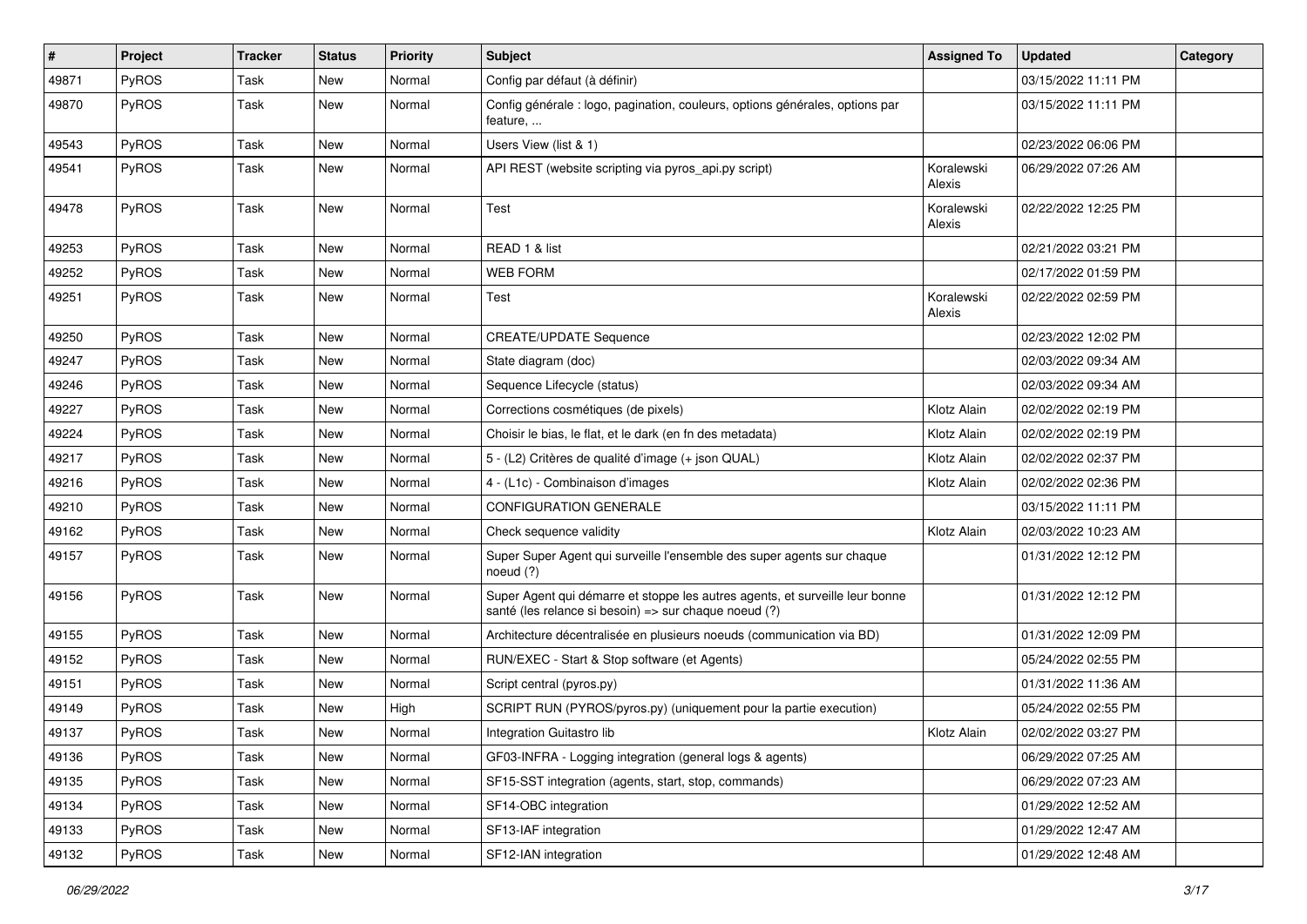| # | Project | Tracker | Status | Priority | Subject | Assigned To | Updated | Category |
|---|---|---|---|---|---|---|---|---|
| 49871 | PyROS | Task | New | Normal | Config par défaut (à définir) | | 03/15/2022 11:11 PM | |
| 49870 | PyROS | Task | New | Normal | Config générale : logo, pagination, couleurs, options générales, options par feature, ... | | 03/15/2022 11:11 PM | |
| 49543 | PyROS | Task | New | Normal | Users View (list & 1) | | 02/23/2022 06:06 PM | |
| 49541 | PyROS | Task | New | Normal | API REST (website scripting via pyros_api.py script) | Koralewski Alexis | 06/29/2022 07:26 AM | |
| 49478 | PyROS | Task | New | Normal | Test | Koralewski Alexis | 02/22/2022 12:25 PM | |
| 49253 | PyROS | Task | New | Normal | READ 1 & list | | 02/21/2022 03:21 PM | |
| 49252 | PyROS | Task | New | Normal | WEB FORM | | 02/17/2022 01:59 PM | |
| 49251 | PyROS | Task | New | Normal | Test | Koralewski Alexis | 02/22/2022 02:59 PM | |
| 49250 | PyROS | Task | New | Normal | CREATE/UPDATE Sequence | | 02/23/2022 12:02 PM | |
| 49247 | PyROS | Task | New | Normal | State diagram (doc) | | 02/03/2022 09:34 AM | |
| 49246 | PyROS | Task | New | Normal | Sequence Lifecycle (status) | | 02/03/2022 09:34 AM | |
| 49227 | PyROS | Task | New | Normal | Corrections cosmétiques (de pixels) | Klotz Alain | 02/02/2022 02:19 PM | |
| 49224 | PyROS | Task | New | Normal | Choisir le bias, le flat, et le dark (en fn des metadata) | Klotz Alain | 02/02/2022 02:19 PM | |
| 49217 | PyROS | Task | New | Normal | 5 - (L2) Critères de qualité d'image (+ json QUAL) | Klotz Alain | 02/02/2022 02:37 PM | |
| 49216 | PyROS | Task | New | Normal | 4 - (L1c) - Combinaison d'images | Klotz Alain | 02/02/2022 02:36 PM | |
| 49210 | PyROS | Task | New | Normal | CONFIGURATION GENERALE | | 03/15/2022 11:11 PM | |
| 49162 | PyROS | Task | New | Normal | Check sequence validity | Klotz Alain | 02/03/2022 10:23 AM | |
| 49157 | PyROS | Task | New | Normal | Super Super Agent qui surveille l'ensemble des super agents sur chaque noeud (?) | | 01/31/2022 12:12 PM | |
| 49156 | PyROS | Task | New | Normal | Super Agent qui démarre et stoppe les autres agents, et surveille leur bonne santé (les relance si besoin) => sur chaque noeud (?) | | 01/31/2022 12:12 PM | |
| 49155 | PyROS | Task | New | Normal | Architecture décentralisée en plusieurs noeuds (communication via BD) | | 01/31/2022 12:09 PM | |
| 49152 | PyROS | Task | New | Normal | RUN/EXEC - Start & Stop software (et Agents) | | 05/24/2022 02:55 PM | |
| 49151 | PyROS | Task | New | Normal | Script central (pyros.py) | | 01/31/2022 11:36 AM | |
| 49149 | PyROS | Task | New | High | SCRIPT RUN (PYROS/pyros.py) (uniquement pour la partie execution) | | 05/24/2022 02:55 PM | |
| 49137 | PyROS | Task | New | Normal | Integration Guitastro lib | Klotz Alain | 02/02/2022 03:27 PM | |
| 49136 | PyROS | Task | New | Normal | GF03-INFRA - Logging integration (general logs & agents) | | 06/29/2022 07:25 AM | |
| 49135 | PyROS | Task | New | Normal | SF15-SST integration (agents, start, stop, commands) | | 06/29/2022 07:23 AM | |
| 49134 | PyROS | Task | New | Normal | SF14-OBC integration | | 01/29/2022 12:52 AM | |
| 49133 | PyROS | Task | New | Normal | SF13-IAF integration | | 01/29/2022 12:47 AM | |
| 49132 | PyROS | Task | New | Normal | SF12-IAN integration | | 01/29/2022 12:48 AM | |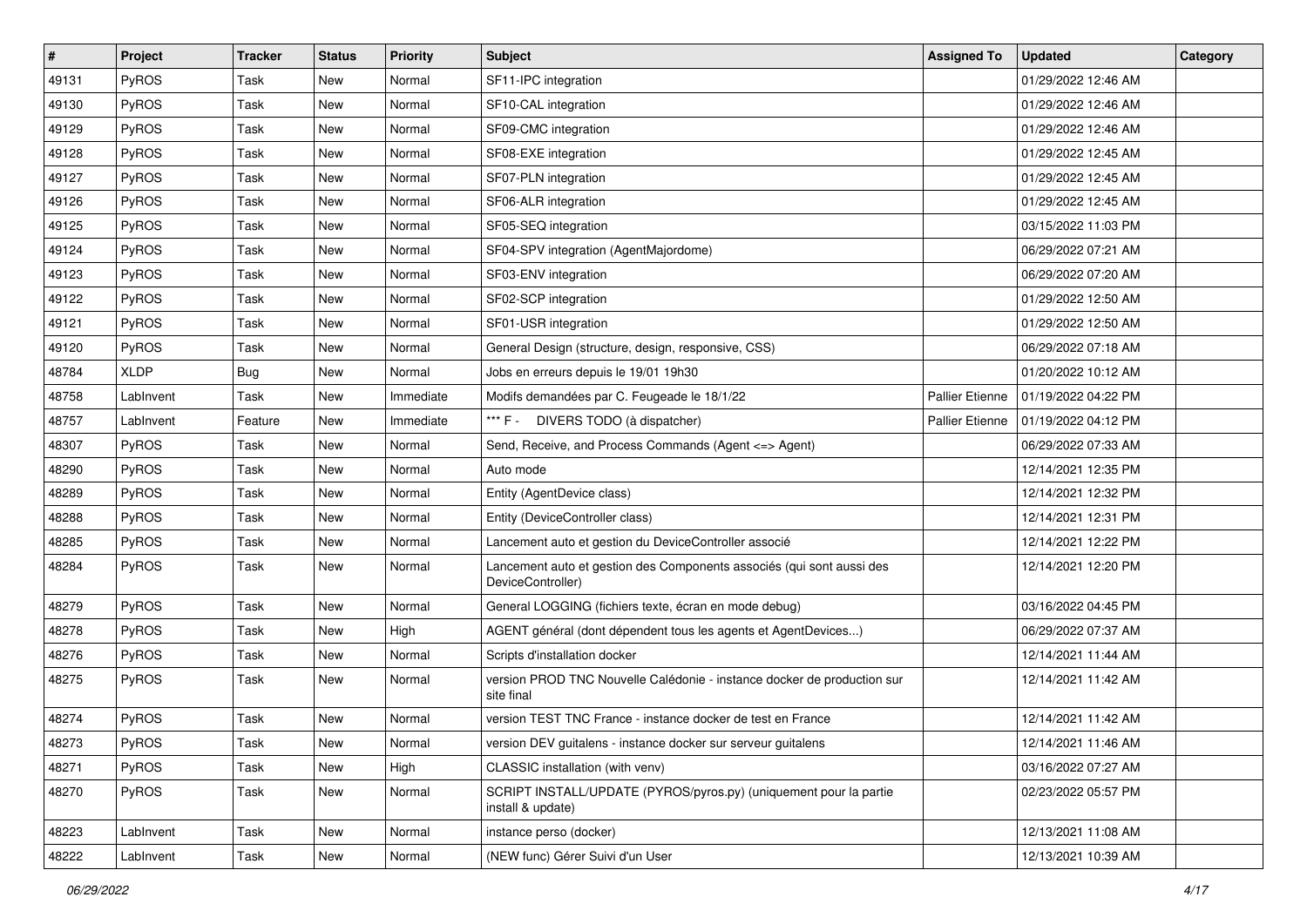| # | Project | Tracker | Status | Priority | Subject | Assigned To | Updated | Category |
|---|---|---|---|---|---|---|---|---|
| 49131 | PyROS | Task | New | Normal | SF11-IPC integration | | 01/29/2022 12:46 AM | |
| 49130 | PyROS | Task | New | Normal | SF10-CAL integration | | 01/29/2022 12:46 AM | |
| 49129 | PyROS | Task | New | Normal | SF09-CMC integration | | 01/29/2022 12:46 AM | |
| 49128 | PyROS | Task | New | Normal | SF08-EXE integration | | 01/29/2022 12:45 AM | |
| 49127 | PyROS | Task | New | Normal | SF07-PLN integration | | 01/29/2022 12:45 AM | |
| 49126 | PyROS | Task | New | Normal | SF06-ALR integration | | 01/29/2022 12:45 AM | |
| 49125 | PyROS | Task | New | Normal | SF05-SEQ integration | | 03/15/2022 11:03 PM | |
| 49124 | PyROS | Task | New | Normal | SF04-SPV integration (AgentMajordome) | | 06/29/2022 07:21 AM | |
| 49123 | PyROS | Task | New | Normal | SF03-ENV integration | | 06/29/2022 07:20 AM | |
| 49122 | PyROS | Task | New | Normal | SF02-SCP integration | | 01/29/2022 12:50 AM | |
| 49121 | PyROS | Task | New | Normal | SF01-USR integration | | 01/29/2022 12:50 AM | |
| 49120 | PyROS | Task | New | Normal | General Design (structure, design, responsive, CSS) | | 06/29/2022 07:18 AM | |
| 48784 | XLDP | Bug | New | Normal | Jobs en erreurs depuis le 19/01 19h30 | | 01/20/2022 10:12 AM | |
| 48758 | LabInvent | Task | New | Immediate | Modifs demandées par C. Feugeade le 18/1/22 | Pallier Etienne | 01/19/2022 04:22 PM | |
| 48757 | LabInvent | Feature | New | Immediate | *** F - DIVERS TODO (à dispatcher) | Pallier Etienne | 01/19/2022 04:12 PM | |
| 48307 | PyROS | Task | New | Normal | Send, Receive, and Process Commands (Agent <=> Agent) | | 06/29/2022 07:33 AM | |
| 48290 | PyROS | Task | New | Normal | Auto mode | | 12/14/2021 12:35 PM | |
| 48289 | PyROS | Task | New | Normal | Entity (AgentDevice class) | | 12/14/2021 12:32 PM | |
| 48288 | PyROS | Task | New | Normal | Entity (DeviceController class) | | 12/14/2021 12:31 PM | |
| 48285 | PyROS | Task | New | Normal | Lancement auto et gestion du DeviceController associé | | 12/14/2021 12:22 PM | |
| 48284 | PyROS | Task | New | Normal | Lancement auto et gestion des Components associés (qui sont aussi des DeviceController) | | 12/14/2021 12:20 PM | |
| 48279 | PyROS | Task | New | Normal | General LOGGING (fichiers texte, écran en mode debug) | | 03/16/2022 04:45 PM | |
| 48278 | PyROS | Task | New | High | AGENT général (dont dépendent tous les agents et AgentDevices...) | | 06/29/2022 07:37 AM | |
| 48276 | PyROS | Task | New | Normal | Scripts d'installation docker | | 12/14/2021 11:44 AM | |
| 48275 | PyROS | Task | New | Normal | version PROD TNC Nouvelle Calédonie - instance docker de production sur site final | | 12/14/2021 11:42 AM | |
| 48274 | PyROS | Task | New | Normal | version TEST TNC France - instance docker de test en France | | 12/14/2021 11:42 AM | |
| 48273 | PyROS | Task | New | Normal | version DEV guitalens - instance docker sur serveur guitalens | | 12/14/2021 11:46 AM | |
| 48271 | PyROS | Task | New | High | CLASSIC installation (with venv) | | 03/16/2022 07:27 AM | |
| 48270 | PyROS | Task | New | Normal | SCRIPT INSTALL/UPDATE (PYROS/pyros.py) (uniquement pour la partie install & update) | | 02/23/2022 05:57 PM | |
| 48223 | LabInvent | Task | New | Normal | instance perso (docker) | | 12/13/2021 11:08 AM | |
| 48222 | LabInvent | Task | New | Normal | (NEW func) Gérer Suivi d'un User | | 12/13/2021 10:39 AM | |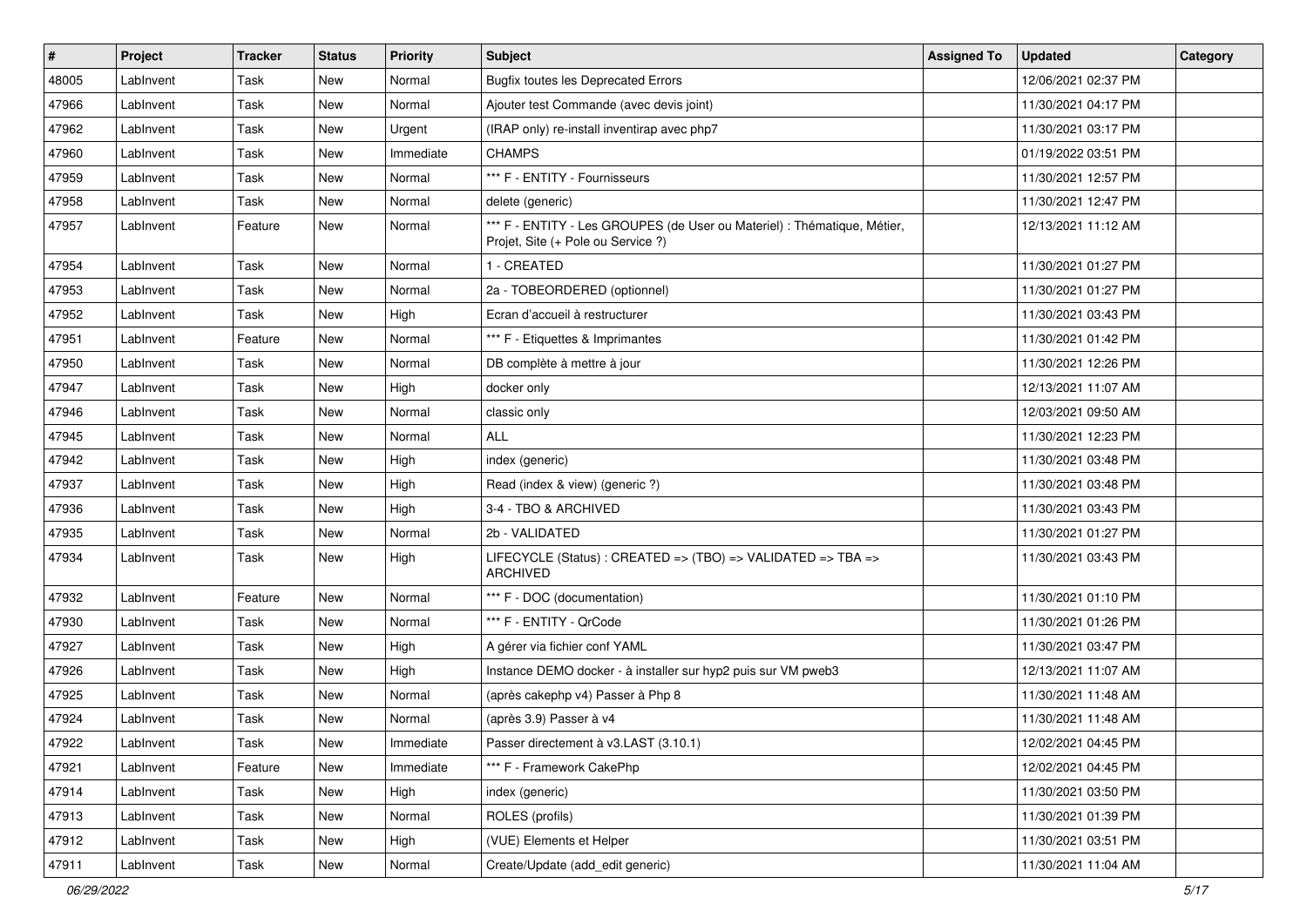| # | Project | Tracker | Status | Priority | Subject | Assigned To | Updated | Category |
|---|---|---|---|---|---|---|---|---|
| 48005 | LabInvent | Task | New | Normal | Bugfix toutes les Deprecated Errors | | 12/06/2021 02:37 PM | |
| 47966 | LabInvent | Task | New | Normal | Ajouter test Commande (avec devis joint) | | 11/30/2021 04:17 PM | |
| 47962 | LabInvent | Task | New | Urgent | (IRAP only) re-install inventirap avec php7 | | 11/30/2021 03:17 PM | |
| 47960 | LabInvent | Task | New | Immediate | CHAMPS | | 01/19/2022 03:51 PM | |
| 47959 | LabInvent | Task | New | Normal | *** F - ENTITY - Fournisseurs | | 11/30/2021 12:57 PM | |
| 47958 | LabInvent | Task | New | Normal | delete (generic) | | 11/30/2021 12:47 PM | |
| 47957 | LabInvent | Feature | New | Normal | *** F - ENTITY - Les GROUPES (de User ou Materiel) : Thématique, Métier, Projet, Site (+ Pole ou Service ?) | | 12/13/2021 11:12 AM | |
| 47954 | LabInvent | Task | New | Normal | 1 - CREATED | | 11/30/2021 01:27 PM | |
| 47953 | LabInvent | Task | New | Normal | 2a - TOBEORDERED (optionnel) | | 11/30/2021 01:27 PM | |
| 47952 | LabInvent | Task | New | High | Ecran d'accueil à restructurer | | 11/30/2021 03:43 PM | |
| 47951 | LabInvent | Feature | New | Normal | *** F - Etiquettes & Imprimantes | | 11/30/2021 01:42 PM | |
| 47950 | LabInvent | Task | New | Normal | DB complète à mettre à jour | | 11/30/2021 12:26 PM | |
| 47947 | LabInvent | Task | New | High | docker only | | 12/13/2021 11:07 AM | |
| 47946 | LabInvent | Task | New | Normal | classic only | | 12/03/2021 09:50 AM | |
| 47945 | LabInvent | Task | New | Normal | ALL | | 11/30/2021 12:23 PM | |
| 47942 | LabInvent | Task | New | High | index (generic) | | 11/30/2021 03:48 PM | |
| 47937 | LabInvent | Task | New | High | Read (index & view) (generic ?) | | 11/30/2021 03:48 PM | |
| 47936 | LabInvent | Task | New | High | 3-4 - TBO & ARCHIVED | | 11/30/2021 03:43 PM | |
| 47935 | LabInvent | Task | New | Normal | 2b - VALIDATED | | 11/30/2021 01:27 PM | |
| 47934 | LabInvent | Task | New | High | LIFECYCLE (Status) : CREATED => (TBO) => VALIDATED => TBA => ARCHIVED | | 11/30/2021 03:43 PM | |
| 47932 | LabInvent | Feature | New | Normal | *** F - DOC (documentation) | | 11/30/2021 01:10 PM | |
| 47930 | LabInvent | Task | New | Normal | *** F - ENTITY - QrCode | | 11/30/2021 01:26 PM | |
| 47927 | LabInvent | Task | New | High | A gérer via fichier conf YAML | | 11/30/2021 03:47 PM | |
| 47926 | LabInvent | Task | New | High | Instance DEMO docker - à installer sur hyp2 puis sur VM pweb3 | | 12/13/2021 11:07 AM | |
| 47925 | LabInvent | Task | New | Normal | (après cakephp v4) Passer à Php 8 | | 11/30/2021 11:48 AM | |
| 47924 | LabInvent | Task | New | Normal | (après 3.9) Passer à v4 | | 11/30/2021 11:48 AM | |
| 47922 | LabInvent | Task | New | Immediate | Passer directement à v3.LAST (3.10.1) | | 12/02/2021 04:45 PM | |
| 47921 | LabInvent | Feature | New | Immediate | *** F - Framework CakePhp | | 12/02/2021 04:45 PM | |
| 47914 | LabInvent | Task | New | High | index (generic) | | 11/30/2021 03:50 PM | |
| 47913 | LabInvent | Task | New | Normal | ROLES (profils) | | 11/30/2021 01:39 PM | |
| 47912 | LabInvent | Task | New | High | (VUE) Elements et Helper | | 11/30/2021 03:51 PM | |
| 47911 | LabInvent | Task | New | Normal | Create/Update (add_edit generic) | | 11/30/2021 11:04 AM | |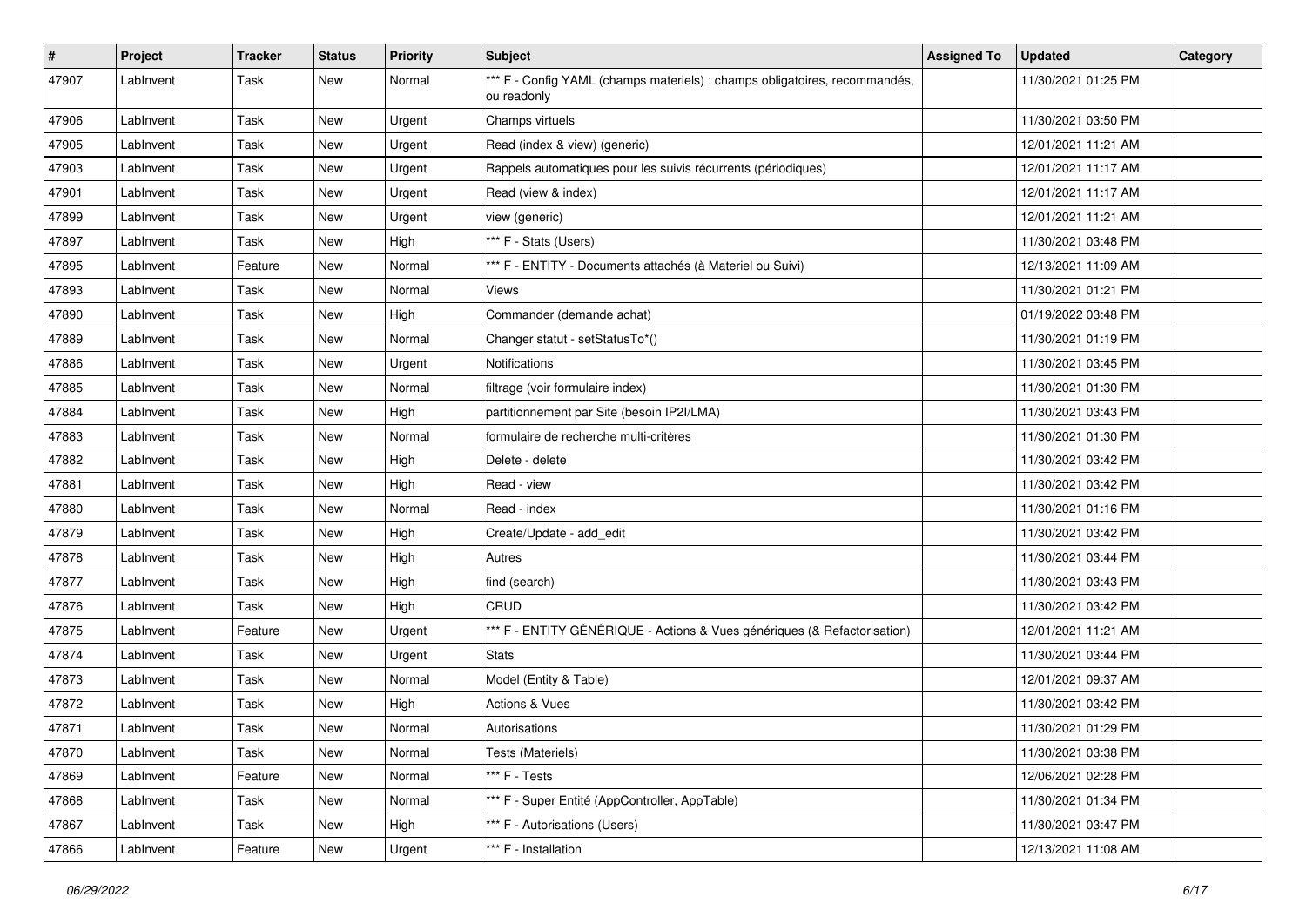| # | Project | Tracker | Status | Priority | Subject | Assigned To | Updated | Category |
|---|---|---|---|---|---|---|---|---|
| 47907 | LabInvent | Task | New | Normal | *** F - Config YAML (champs materiels) : champs obligatoires, recommandés, ou readonly | | 11/30/2021 01:25 PM | |
| 47906 | LabInvent | Task | New | Urgent | Champs virtuels | | 11/30/2021 03:50 PM | |
| 47905 | LabInvent | Task | New | Urgent | Read (index & view) (generic) | | 12/01/2021 11:21 AM | |
| 47903 | LabInvent | Task | New | Urgent | Rappels automatiques pour les suivis récurrents (périodiques) | | 12/01/2021 11:17 AM | |
| 47901 | LabInvent | Task | New | Urgent | Read (view & index) | | 12/01/2021 11:17 AM | |
| 47899 | LabInvent | Task | New | Urgent | view (generic) | | 12/01/2021 11:21 AM | |
| 47897 | LabInvent | Task | New | High | *** F - Stats (Users) | | 11/30/2021 03:48 PM | |
| 47895 | LabInvent | Feature | New | Normal | *** F - ENTITY - Documents attachés (à Materiel ou Suivi) | | 12/13/2021 11:09 AM | |
| 47893 | LabInvent | Task | New | Normal | Views | | 11/30/2021 01:21 PM | |
| 47890 | LabInvent | Task | New | High | Commander (demande achat) | | 01/19/2022 03:48 PM | |
| 47889 | LabInvent | Task | New | Normal | Changer statut - setStatusTo*() | | 11/30/2021 01:19 PM | |
| 47886 | LabInvent | Task | New | Urgent | Notifications | | 11/30/2021 03:45 PM | |
| 47885 | LabInvent | Task | New | Normal | filtrage (voir formulaire index) | | 11/30/2021 01:30 PM | |
| 47884 | LabInvent | Task | New | High | partitionnement par Site (besoin IP2I/LMA) | | 11/30/2021 03:43 PM | |
| 47883 | LabInvent | Task | New | Normal | formulaire de recherche multi-critères | | 11/30/2021 01:30 PM | |
| 47882 | LabInvent | Task | New | High | Delete - delete | | 11/30/2021 03:42 PM | |
| 47881 | LabInvent | Task | New | High | Read - view | | 11/30/2021 03:42 PM | |
| 47880 | LabInvent | Task | New | Normal | Read - index | | 11/30/2021 01:16 PM | |
| 47879 | LabInvent | Task | New | High | Create/Update - add_edit | | 11/30/2021 03:42 PM | |
| 47878 | LabInvent | Task | New | High | Autres | | 11/30/2021 03:44 PM | |
| 47877 | LabInvent | Task | New | High | find (search) | | 11/30/2021 03:43 PM | |
| 47876 | LabInvent | Task | New | High | CRUD | | 11/30/2021 03:42 PM | |
| 47875 | LabInvent | Feature | New | Urgent | *** F - ENTITY GÉNÉRIQUE - Actions & Vues génériques (& Refactorisation) | | 12/01/2021 11:21 AM | |
| 47874 | LabInvent | Task | New | Urgent | Stats | | 11/30/2021 03:44 PM | |
| 47873 | LabInvent | Task | New | Normal | Model (Entity & Table) | | 12/01/2021 09:37 AM | |
| 47872 | LabInvent | Task | New | High | Actions & Vues | | 11/30/2021 03:42 PM | |
| 47871 | LabInvent | Task | New | Normal | Autorisations | | 11/30/2021 01:29 PM | |
| 47870 | LabInvent | Task | New | Normal | Tests (Materiels) | | 11/30/2021 03:38 PM | |
| 47869 | LabInvent | Feature | New | Normal | *** F - Tests | | 12/06/2021 02:28 PM | |
| 47868 | LabInvent | Task | New | Normal | *** F - Super Entité (AppController, AppTable) | | 11/30/2021 01:34 PM | |
| 47867 | LabInvent | Task | New | High | *** F - Autorisations (Users) | | 11/30/2021 03:47 PM | |
| 47866 | LabInvent | Feature | New | Urgent | *** F - Installation | | 12/13/2021 11:08 AM | |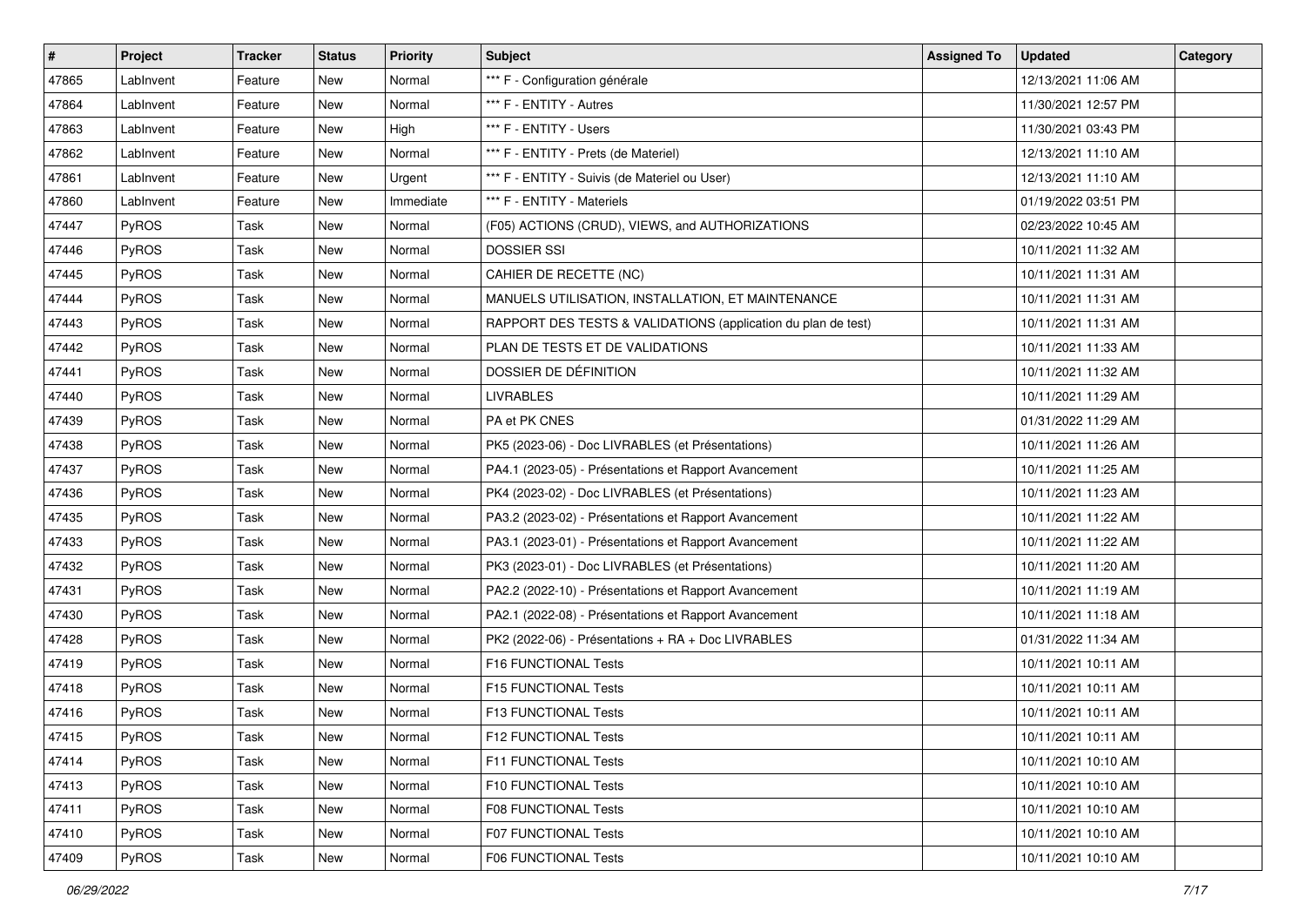| # | Project | Tracker | Status | Priority | Subject | Assigned To | Updated | Category |
|---|---|---|---|---|---|---|---|---|
| 47865 | LabInvent | Feature | New | Normal | *** F - Configuration générale | | 12/13/2021 11:06 AM | |
| 47864 | LabInvent | Feature | New | Normal | *** F - ENTITY - Autres | | 11/30/2021 12:57 PM | |
| 47863 | LabInvent | Feature | New | High | *** F - ENTITY - Users | | 11/30/2021 03:43 PM | |
| 47862 | LabInvent | Feature | New | Normal | *** F - ENTITY - Prets (de Materiel) | | 12/13/2021 11:10 AM | |
| 47861 | LabInvent | Feature | New | Urgent | *** F - ENTITY - Suivis (de Materiel ou User) | | 12/13/2021 11:10 AM | |
| 47860 | LabInvent | Feature | New | Immediate | *** F - ENTITY - Materiels | | 01/19/2022 03:51 PM | |
| 47447 | PyROS | Task | New | Normal | (F05) ACTIONS (CRUD), VIEWS, and AUTHORIZATIONS | | 02/23/2022 10:45 AM | |
| 47446 | PyROS | Task | New | Normal | DOSSIER SSI | | 10/11/2021 11:32 AM | |
| 47445 | PyROS | Task | New | Normal | CAHIER DE RECETTE (NC) | | 10/11/2021 11:31 AM | |
| 47444 | PyROS | Task | New | Normal | MANUELS UTILISATION, INSTALLATION, ET MAINTENANCE | | 10/11/2021 11:31 AM | |
| 47443 | PyROS | Task | New | Normal | RAPPORT DES TESTS & VALIDATIONS (application du plan de test) | | 10/11/2021 11:31 AM | |
| 47442 | PyROS | Task | New | Normal | PLAN DE TESTS ET DE VALIDATIONS | | 10/11/2021 11:33 AM | |
| 47441 | PyROS | Task | New | Normal | DOSSIER DE DÉFINITION | | 10/11/2021 11:32 AM | |
| 47440 | PyROS | Task | New | Normal | LIVRABLES | | 10/11/2021 11:29 AM | |
| 47439 | PyROS | Task | New | Normal | PA et PK CNES | | 01/31/2022 11:29 AM | |
| 47438 | PyROS | Task | New | Normal | PK5 (2023-06) - Doc LIVRABLES (et Présentations) | | 10/11/2021 11:26 AM | |
| 47437 | PyROS | Task | New | Normal | PA4.1 (2023-05) - Présentations et Rapport Avancement | | 10/11/2021 11:25 AM | |
| 47436 | PyROS | Task | New | Normal | PK4 (2023-02) - Doc LIVRABLES (et Présentations) | | 10/11/2021 11:23 AM | |
| 47435 | PyROS | Task | New | Normal | PA3.2 (2023-02) - Présentations et Rapport Avancement | | 10/11/2021 11:22 AM | |
| 47433 | PyROS | Task | New | Normal | PA3.1 (2023-01) - Présentations et Rapport Avancement | | 10/11/2021 11:22 AM | |
| 47432 | PyROS | Task | New | Normal | PK3 (2023-01) - Doc LIVRABLES (et Présentations) | | 10/11/2021 11:20 AM | |
| 47431 | PyROS | Task | New | Normal | PA2.2 (2022-10) - Présentations et Rapport Avancement | | 10/11/2021 11:19 AM | |
| 47430 | PyROS | Task | New | Normal | PA2.1 (2022-08) - Présentations et Rapport Avancement | | 10/11/2021 11:18 AM | |
| 47428 | PyROS | Task | New | Normal | PK2 (2022-06) - Présentations + RA + Doc LIVRABLES | | 01/31/2022 11:34 AM | |
| 47419 | PyROS | Task | New | Normal | F16 FUNCTIONAL Tests | | 10/11/2021 10:11 AM | |
| 47418 | PyROS | Task | New | Normal | F15 FUNCTIONAL Tests | | 10/11/2021 10:11 AM | |
| 47416 | PyROS | Task | New | Normal | F13 FUNCTIONAL Tests | | 10/11/2021 10:11 AM | |
| 47415 | PyROS | Task | New | Normal | F12 FUNCTIONAL Tests | | 10/11/2021 10:11 AM | |
| 47414 | PyROS | Task | New | Normal | F11 FUNCTIONAL Tests | | 10/11/2021 10:10 AM | |
| 47413 | PyROS | Task | New | Normal | F10 FUNCTIONAL Tests | | 10/11/2021 10:10 AM | |
| 47411 | PyROS | Task | New | Normal | F08 FUNCTIONAL Tests | | 10/11/2021 10:10 AM | |
| 47410 | PyROS | Task | New | Normal | F07 FUNCTIONAL Tests | | 10/11/2021 10:10 AM | |
| 47409 | PyROS | Task | New | Normal | F06 FUNCTIONAL Tests | | 10/11/2021 10:10 AM | |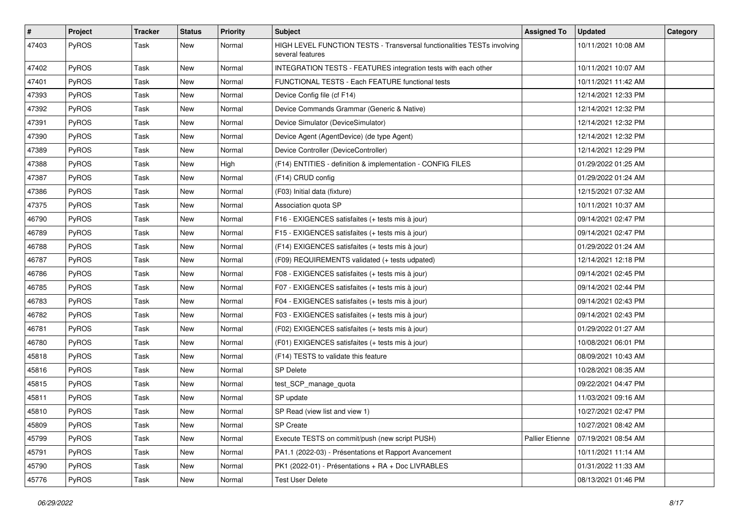| # | Project | Tracker | Status | Priority | Subject | Assigned To | Updated | Category |
|---|---|---|---|---|---|---|---|---|
| 47403 | PyROS | Task | New | Normal | HIGH LEVEL FUNCTION TESTS - Transversal functionalities TESTs involving several features | | 10/11/2021 10:08 AM | |
| 47402 | PyROS | Task | New | Normal | INTEGRATION TESTS - FEATURES integration tests with each other | | 10/11/2021 10:07 AM | |
| 47401 | PyROS | Task | New | Normal | FUNCTIONAL TESTS - Each FEATURE functional tests | | 10/11/2021 11:42 AM | |
| 47393 | PyROS | Task | New | Normal | Device Config file (cf F14) | | 12/14/2021 12:33 PM | |
| 47392 | PyROS | Task | New | Normal | Device Commands Grammar (Generic & Native) | | 12/14/2021 12:32 PM | |
| 47391 | PyROS | Task | New | Normal | Device Simulator (DeviceSimulator) | | 12/14/2021 12:32 PM | |
| 47390 | PyROS | Task | New | Normal | Device Agent (AgentDevice) (de type Agent) | | 12/14/2021 12:32 PM | |
| 47389 | PyROS | Task | New | Normal | Device Controller (DeviceController) | | 12/14/2021 12:29 PM | |
| 47388 | PyROS | Task | New | High | (F14) ENTITIES - definition & implementation - CONFIG FILES | | 01/29/2022 01:25 AM | |
| 47387 | PyROS | Task | New | Normal | (F14) CRUD config | | 01/29/2022 01:24 AM | |
| 47386 | PyROS | Task | New | Normal | (F03) Initial data (fixture) | | 12/15/2021 07:32 AM | |
| 47375 | PyROS | Task | New | Normal | Association quota SP | | 10/11/2021 10:37 AM | |
| 46790 | PyROS | Task | New | Normal | F16 - EXIGENCES satisfaites (+ tests mis à jour) | | 09/14/2021 02:47 PM | |
| 46789 | PyROS | Task | New | Normal | F15 - EXIGENCES satisfaites (+ tests mis à jour) | | 09/14/2021 02:47 PM | |
| 46788 | PyROS | Task | New | Normal | (F14) EXIGENCES satisfaites (+ tests mis à jour) | | 01/29/2022 01:24 AM | |
| 46787 | PyROS | Task | New | Normal | (F09) REQUIREMENTS validated (+ tests udpated) | | 12/14/2021 12:18 PM | |
| 46786 | PyROS | Task | New | Normal | F08 - EXIGENCES satisfaites (+ tests mis à jour) | | 09/14/2021 02:45 PM | |
| 46785 | PyROS | Task | New | Normal | F07 - EXIGENCES satisfaites (+ tests mis à jour) | | 09/14/2021 02:44 PM | |
| 46783 | PyROS | Task | New | Normal | F04 - EXIGENCES satisfaites (+ tests mis à jour) | | 09/14/2021 02:43 PM | |
| 46782 | PyROS | Task | New | Normal | F03 - EXIGENCES satisfaites (+ tests mis à jour) | | 09/14/2021 02:43 PM | |
| 46781 | PyROS | Task | New | Normal | (F02) EXIGENCES satisfaites (+ tests mis à jour) | | 01/29/2022 01:27 AM | |
| 46780 | PyROS | Task | New | Normal | (F01) EXIGENCES satisfaites (+ tests mis à jour) | | 10/08/2021 06:01 PM | |
| 45818 | PyROS | Task | New | Normal | (F14) TESTS to validate this feature | | 08/09/2021 10:43 AM | |
| 45816 | PyROS | Task | New | Normal | SP Delete | | 10/28/2021 08:35 AM | |
| 45815 | PyROS | Task | New | Normal | test_SCP_manage_quota | | 09/22/2021 04:47 PM | |
| 45811 | PyROS | Task | New | Normal | SP update | | 11/03/2021 09:16 AM | |
| 45810 | PyROS | Task | New | Normal | SP Read (view list and view 1) | | 10/27/2021 02:47 PM | |
| 45809 | PyROS | Task | New | Normal | SP Create | | 10/27/2021 08:42 AM | |
| 45799 | PyROS | Task | New | Normal | Execute TESTS on commit/push (new script PUSH) | Pallier Etienne | 07/19/2021 08:54 AM | |
| 45791 | PyROS | Task | New | Normal | PA1.1 (2022-03) - Présentations et Rapport Avancement | | 10/11/2021 11:14 AM | |
| 45790 | PyROS | Task | New | Normal | PK1 (2022-01) - Présentations + RA + Doc LIVRABLES | | 01/31/2022 11:33 AM | |
| 45776 | PyROS | Task | New | Normal | Test User Delete | | 08/13/2021 01:46 PM | |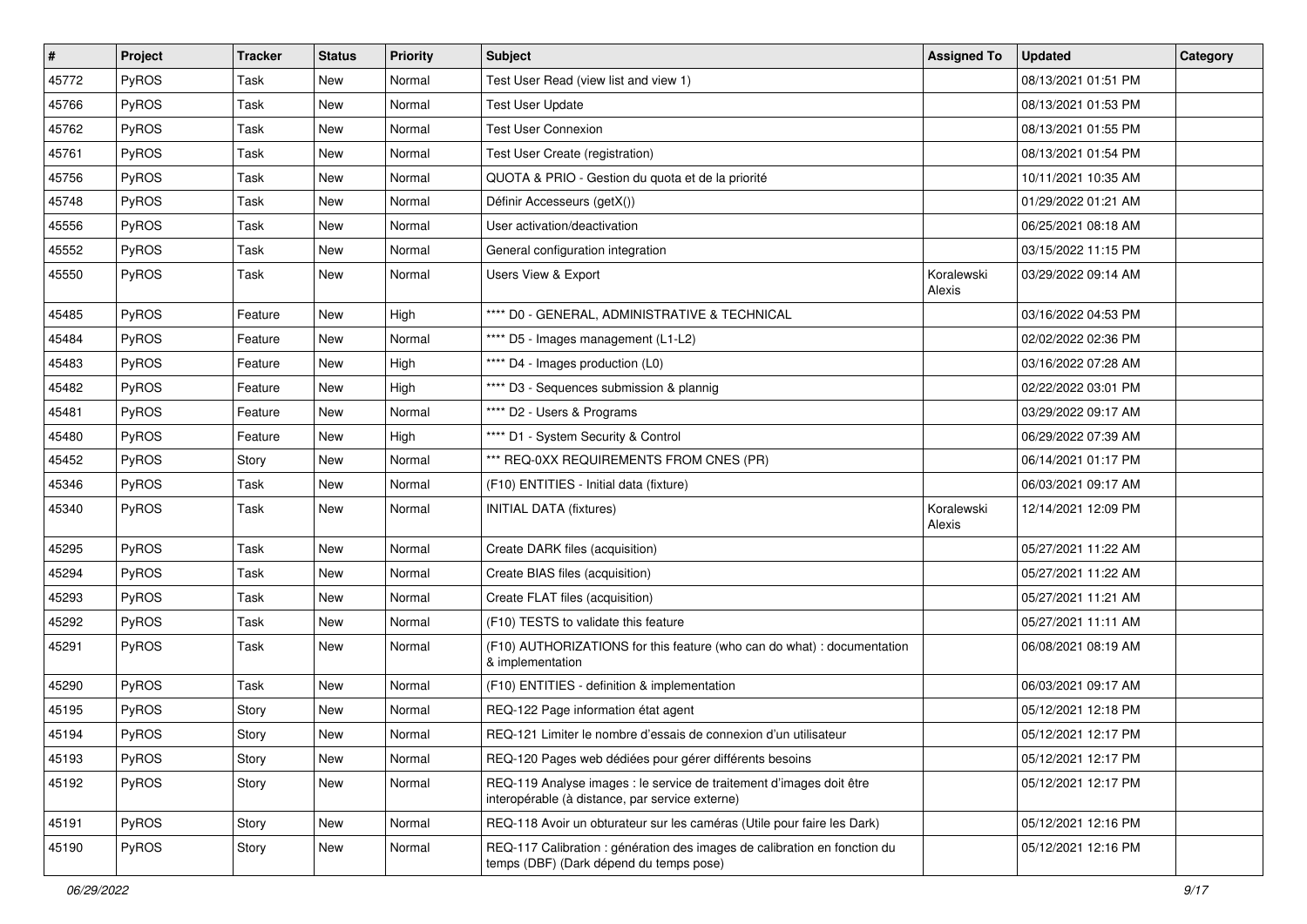| # | Project | Tracker | Status | Priority | Subject | Assigned To | Updated | Category |
|---|---|---|---|---|---|---|---|---|
| 45772 | PyROS | Task | New | Normal | Test User Read (view list and view 1) | | 08/13/2021 01:51 PM | |
| 45766 | PyROS | Task | New | Normal | Test User Update | | 08/13/2021 01:53 PM | |
| 45762 | PyROS | Task | New | Normal | Test User Connexion | | 08/13/2021 01:55 PM | |
| 45761 | PyROS | Task | New | Normal | Test User Create (registration) | | 08/13/2021 01:54 PM | |
| 45756 | PyROS | Task | New | Normal | QUOTA & PRIO - Gestion du quota et de la priorité | | 10/11/2021 10:35 AM | |
| 45748 | PyROS | Task | New | Normal | Définir Accesseurs (getX()) | | 01/29/2022 01:21 AM | |
| 45556 | PyROS | Task | New | Normal | User activation/deactivation | | 06/25/2021 08:18 AM | |
| 45552 | PyROS | Task | New | Normal | General configuration integration | | 03/15/2022 11:15 PM | |
| 45550 | PyROS | Task | New | Normal | Users View & Export | Koralewski Alexis | 03/29/2022 09:14 AM | |
| 45485 | PyROS | Feature | New | High | **** D0 - GENERAL, ADMINISTRATIVE & TECHNICAL | | 03/16/2022 04:53 PM | |
| 45484 | PyROS | Feature | New | Normal | **** D5 - Images management (L1-L2) | | 02/02/2022 02:36 PM | |
| 45483 | PyROS | Feature | New | High | **** D4 - Images production (L0) | | 03/16/2022 07:28 AM | |
| 45482 | PyROS | Feature | New | High | **** D3 - Sequences submission & plannig | | 02/22/2022 03:01 PM | |
| 45481 | PyROS | Feature | New | Normal | **** D2 - Users & Programs | | 03/29/2022 09:17 AM | |
| 45480 | PyROS | Feature | New | High | **** D1 - System Security & Control | | 06/29/2022 07:39 AM | |
| 45452 | PyROS | Story | New | Normal | *** REQ-0XX REQUIREMENTS FROM CNES (PR) | | 06/14/2021 01:17 PM | |
| 45346 | PyROS | Task | New | Normal | (F10) ENTITIES - Initial data (fixture) | | 06/03/2021 09:17 AM | |
| 45340 | PyROS | Task | New | Normal | INITIAL DATA (fixtures) | Koralewski Alexis | 12/14/2021 12:09 PM | |
| 45295 | PyROS | Task | New | Normal | Create DARK files (acquisition) | | 05/27/2021 11:22 AM | |
| 45294 | PyROS | Task | New | Normal | Create BIAS files (acquisition) | | 05/27/2021 11:22 AM | |
| 45293 | PyROS | Task | New | Normal | Create FLAT files (acquisition) | | 05/27/2021 11:21 AM | |
| 45292 | PyROS | Task | New | Normal | (F10) TESTS to validate this feature | | 05/27/2021 11:11 AM | |
| 45291 | PyROS | Task | New | Normal | (F10) AUTHORIZATIONS for this feature (who can do what) : documentation & implementation | | 06/08/2021 08:19 AM | |
| 45290 | PyROS | Task | New | Normal | (F10) ENTITIES - definition & implementation | | 06/03/2021 09:17 AM | |
| 45195 | PyROS | Story | New | Normal | REQ-122 Page information état agent | | 05/12/2021 12:18 PM | |
| 45194 | PyROS | Story | New | Normal | REQ-121 Limiter le nombre d'essais de connexion d'un utilisateur | | 05/12/2021 12:17 PM | |
| 45193 | PyROS | Story | New | Normal | REQ-120 Pages web dédiées pour gérer différents besoins | | 05/12/2021 12:17 PM | |
| 45192 | PyROS | Story | New | Normal | REQ-119 Analyse images : le service de traitement d'images doit être interopérable (à distance, par service externe) | | 05/12/2021 12:17 PM | |
| 45191 | PyROS | Story | New | Normal | REQ-118 Avoir un obturateur sur les caméras (Utile pour faire les Dark) | | 05/12/2021 12:16 PM | |
| 45190 | PyROS | Story | New | Normal | REQ-117 Calibration : génération des images de calibration en fonction du temps (DBF) (Dark dépend du temps pose) | | 05/12/2021 12:16 PM | |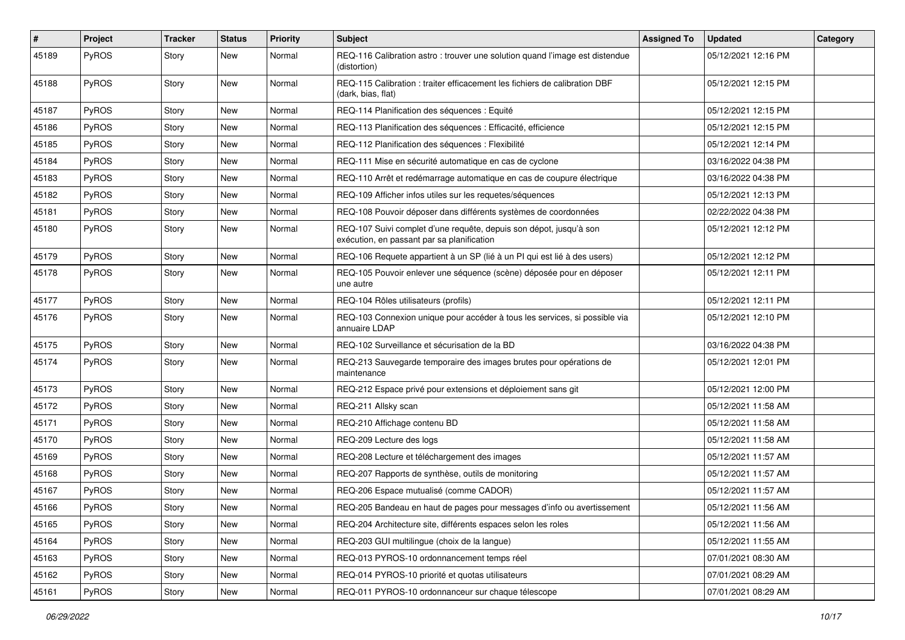| # | Project | Tracker | Status | Priority | Subject | Assigned To | Updated | Category |
|---|---|---|---|---|---|---|---|---|
| 45189 | PyROS | Story | New | Normal | REQ-116 Calibration astro : trouver une solution quand l'image est distendue (distortion) | | 05/12/2021 12:16 PM | |
| 45188 | PyROS | Story | New | Normal | REQ-115 Calibration : traiter efficacement les fichiers de calibration DBF (dark, bias, flat) | | 05/12/2021 12:15 PM | |
| 45187 | PyROS | Story | New | Normal | REQ-114 Planification des séquences : Equité | | 05/12/2021 12:15 PM | |
| 45186 | PyROS | Story | New | Normal | REQ-113 Planification des séquences : Efficacité, efficience | | 05/12/2021 12:15 PM | |
| 45185 | PyROS | Story | New | Normal | REQ-112 Planification des séquences : Flexibilité | | 05/12/2021 12:14 PM | |
| 45184 | PyROS | Story | New | Normal | REQ-111 Mise en sécurité automatique en cas de cyclone | | 03/16/2022 04:38 PM | |
| 45183 | PyROS | Story | New | Normal | REQ-110 Arrêt et redémarrage automatique en cas de coupure électrique | | 03/16/2022 04:38 PM | |
| 45182 | PyROS | Story | New | Normal | REQ-109 Afficher infos utiles sur les requetes/séquences | | 05/12/2021 12:13 PM | |
| 45181 | PyROS | Story | New | Normal | REQ-108 Pouvoir déposer dans différents systèmes de coordonnées | | 02/22/2022 04:38 PM | |
| 45180 | PyROS | Story | New | Normal | REQ-107 Suivi complet d'une requête, depuis son dépot, jusqu'à son exécution, en passant par sa planification | | 05/12/2021 12:12 PM | |
| 45179 | PyROS | Story | New | Normal | REQ-106 Requete appartient à un SP (lié à un PI qui est lié à des users) | | 05/12/2021 12:12 PM | |
| 45178 | PyROS | Story | New | Normal | REQ-105 Pouvoir enlever une séquence (scène) déposée pour en déposer une autre | | 05/12/2021 12:11 PM | |
| 45177 | PyROS | Story | New | Normal | REQ-104 Rôles utilisateurs (profils) | | 05/12/2021 12:11 PM | |
| 45176 | PyROS | Story | New | Normal | REQ-103 Connexion unique pour accéder à tous les services, si possible via annuaire LDAP | | 05/12/2021 12:10 PM | |
| 45175 | PyROS | Story | New | Normal | REQ-102 Surveillance et sécurisation de la BD | | 03/16/2022 04:38 PM | |
| 45174 | PyROS | Story | New | Normal | REQ-213 Sauvegarde temporaire des images brutes pour opérations de maintenance | | 05/12/2021 12:01 PM | |
| 45173 | PyROS | Story | New | Normal | REQ-212 Espace privé pour extensions et déploiement sans git | | 05/12/2021 12:00 PM | |
| 45172 | PyROS | Story | New | Normal | REQ-211 Allsky scan | | 05/12/2021 11:58 AM | |
| 45171 | PyROS | Story | New | Normal | REQ-210 Affichage contenu BD | | 05/12/2021 11:58 AM | |
| 45170 | PyROS | Story | New | Normal | REQ-209 Lecture des logs | | 05/12/2021 11:58 AM | |
| 45169 | PyROS | Story | New | Normal | REQ-208 Lecture et téléchargement des images | | 05/12/2021 11:57 AM | |
| 45168 | PyROS | Story | New | Normal | REQ-207 Rapports de synthèse, outils de monitoring | | 05/12/2021 11:57 AM | |
| 45167 | PyROS | Story | New | Normal | REQ-206 Espace mutualisé (comme CADOR) | | 05/12/2021 11:57 AM | |
| 45166 | PyROS | Story | New | Normal | REQ-205 Bandeau en haut de pages pour messages d'info ou avertissement | | 05/12/2021 11:56 AM | |
| 45165 | PyROS | Story | New | Normal | REQ-204 Architecture site, différents espaces selon les roles | | 05/12/2021 11:56 AM | |
| 45164 | PyROS | Story | New | Normal | REQ-203 GUI multilingue (choix de la langue) | | 05/12/2021 11:55 AM | |
| 45163 | PyROS | Story | New | Normal | REQ-013 PYROS-10 ordonnancement temps réel | | 07/01/2021 08:30 AM | |
| 45162 | PyROS | Story | New | Normal | REQ-014 PYROS-10 priorité et quotas utilisateurs | | 07/01/2021 08:29 AM | |
| 45161 | PyROS | Story | New | Normal | REQ-011 PYROS-10 ordonnanceur sur chaque télescope | | 07/01/2021 08:29 AM | |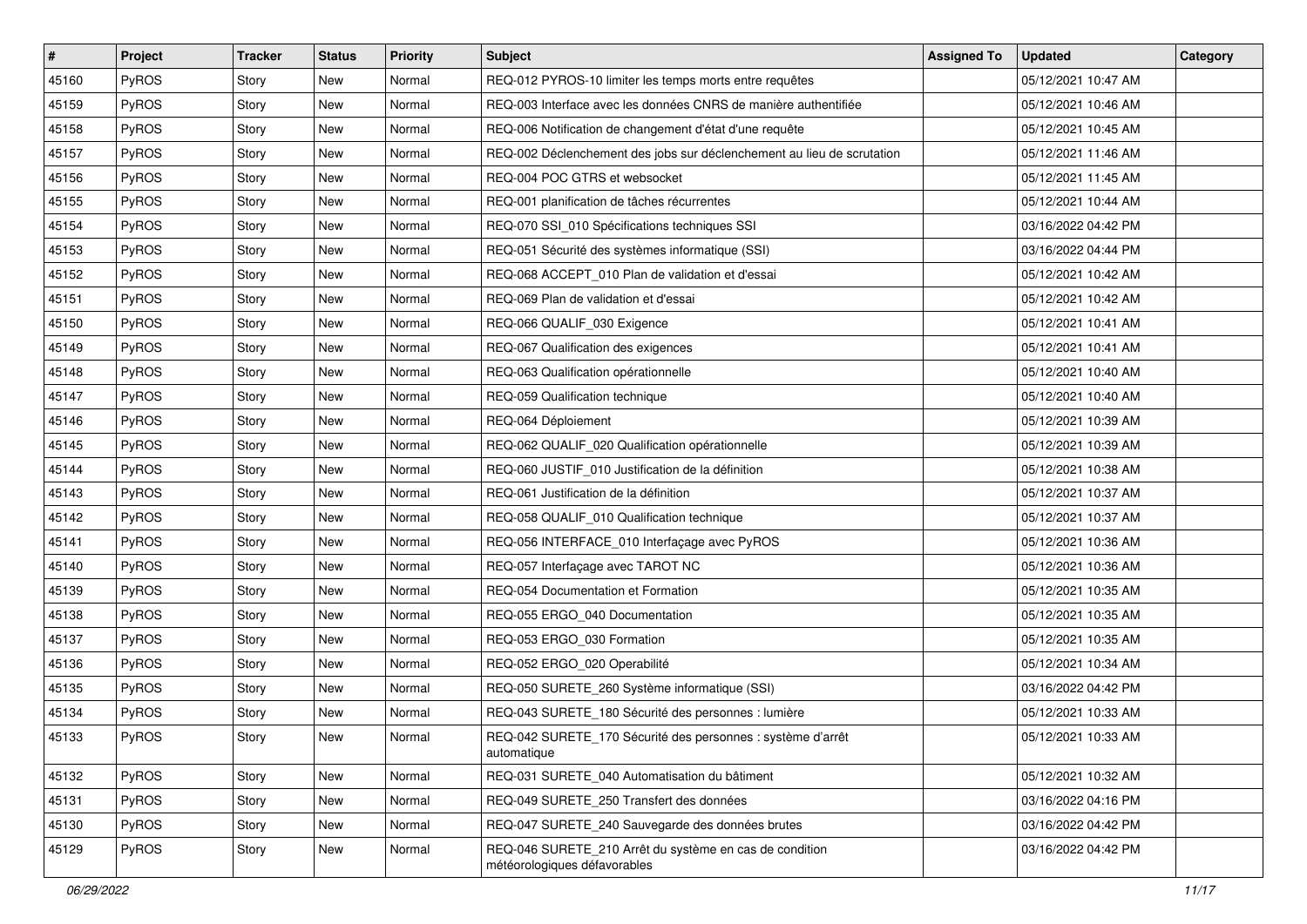| # | Project | Tracker | Status | Priority | Subject | Assigned To | Updated | Category |
|---|---|---|---|---|---|---|---|---|
| 45160 | PyROS | Story | New | Normal | REQ-012 PYROS-10 limiter les temps morts entre requêtes | | 05/12/2021 10:47 AM | |
| 45159 | PyROS | Story | New | Normal | REQ-003 Interface avec les données CNRS de manière authentifiée | | 05/12/2021 10:46 AM | |
| 45158 | PyROS | Story | New | Normal | REQ-006 Notification de changement d'état d'une requête | | 05/12/2021 10:45 AM | |
| 45157 | PyROS | Story | New | Normal | REQ-002 Déclenchement des jobs sur déclenchement au lieu de scrutation | | 05/12/2021 11:46 AM | |
| 45156 | PyROS | Story | New | Normal | REQ-004 POC GTRS et websocket | | 05/12/2021 11:45 AM | |
| 45155 | PyROS | Story | New | Normal | REQ-001 planification de tâches récurrentes | | 05/12/2021 10:44 AM | |
| 45154 | PyROS | Story | New | Normal | REQ-070 SSI_010 Spécifications techniques SSI | | 03/16/2022 04:42 PM | |
| 45153 | PyROS | Story | New | Normal | REQ-051 Sécurité des systèmes informatique (SSI) | | 03/16/2022 04:44 PM | |
| 45152 | PyROS | Story | New | Normal | REQ-068 ACCEPT_010 Plan de validation et d'essai | | 05/12/2021 10:42 AM | |
| 45151 | PyROS | Story | New | Normal | REQ-069 Plan de validation et d'essai | | 05/12/2021 10:42 AM | |
| 45150 | PyROS | Story | New | Normal | REQ-066 QUALIF_030 Exigence | | 05/12/2021 10:41 AM | |
| 45149 | PyROS | Story | New | Normal | REQ-067 Qualification des exigences | | 05/12/2021 10:41 AM | |
| 45148 | PyROS | Story | New | Normal | REQ-063 Qualification opérationnelle | | 05/12/2021 10:40 AM | |
| 45147 | PyROS | Story | New | Normal | REQ-059 Qualification technique | | 05/12/2021 10:40 AM | |
| 45146 | PyROS | Story | New | Normal | REQ-064 Déploiement | | 05/12/2021 10:39 AM | |
| 45145 | PyROS | Story | New | Normal | REQ-062 QUALIF_020 Qualification opérationnelle | | 05/12/2021 10:39 AM | |
| 45144 | PyROS | Story | New | Normal | REQ-060 JUSTIF_010 Justification de la définition | | 05/12/2021 10:38 AM | |
| 45143 | PyROS | Story | New | Normal | REQ-061 Justification de la définition | | 05/12/2021 10:37 AM | |
| 45142 | PyROS | Story | New | Normal | REQ-058 QUALIF_010 Qualification technique | | 05/12/2021 10:37 AM | |
| 45141 | PyROS | Story | New | Normal | REQ-056 INTERFACE_010 Interfaçage avec PyROS | | 05/12/2021 10:36 AM | |
| 45140 | PyROS | Story | New | Normal | REQ-057 Interfaçage avec TAROT NC | | 05/12/2021 10:36 AM | |
| 45139 | PyROS | Story | New | Normal | REQ-054 Documentation et Formation | | 05/12/2021 10:35 AM | |
| 45138 | PyROS | Story | New | Normal | REQ-055 ERGO_040 Documentation | | 05/12/2021 10:35 AM | |
| 45137 | PyROS | Story | New | Normal | REQ-053 ERGO_030 Formation | | 05/12/2021 10:35 AM | |
| 45136 | PyROS | Story | New | Normal | REQ-052 ERGO_020 Operabilité | | 05/12/2021 10:34 AM | |
| 45135 | PyROS | Story | New | Normal | REQ-050 SURETE_260 Système informatique (SSI) | | 03/16/2022 04:42 PM | |
| 45134 | PyROS | Story | New | Normal | REQ-043 SURETE_180 Sécurité des personnes : lumière | | 05/12/2021 10:33 AM | |
| 45133 | PyROS | Story | New | Normal | REQ-042 SURETE_170 Sécurité des personnes : système d'arrêt automatique | | 05/12/2021 10:33 AM | |
| 45132 | PyROS | Story | New | Normal | REQ-031 SURETE_040 Automatisation du bâtiment | | 05/12/2021 10:32 AM | |
| 45131 | PyROS | Story | New | Normal | REQ-049 SURETE_250 Transfert des données | | 03/16/2022 04:16 PM | |
| 45130 | PyROS | Story | New | Normal | REQ-047 SURETE_240 Sauvegarde des données brutes | | 03/16/2022 04:42 PM | |
| 45129 | PyROS | Story | New | Normal | REQ-046 SURETE_210 Arrêt du système en cas de condition météorologiques défavorables | | 03/16/2022 04:42 PM | |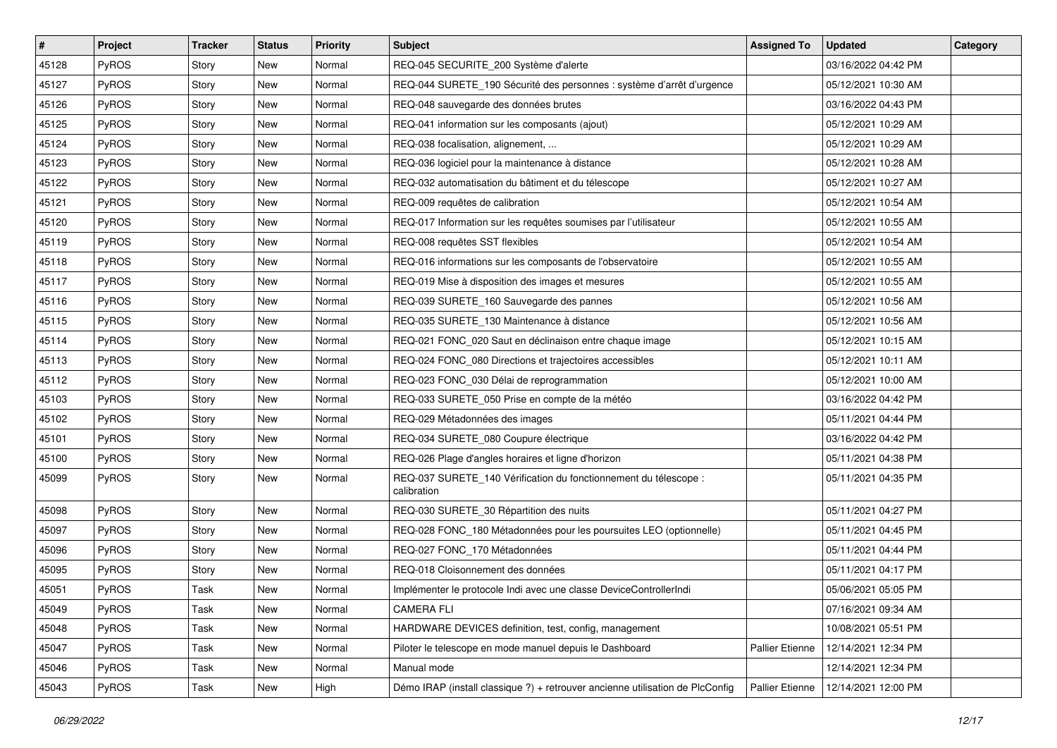| # | Project | Tracker | Status | Priority | Subject | Assigned To | Updated | Category |
|---|---|---|---|---|---|---|---|---|
| 45128 | PyROS | Story | New | Normal | REQ-045 SECURITE_200 Système d'alerte | | 03/16/2022 04:42 PM | |
| 45127 | PyROS | Story | New | Normal | REQ-044 SURETE_190 Sécurité des personnes : système d'arrêt d'urgence | | 05/12/2021 10:30 AM | |
| 45126 | PyROS | Story | New | Normal | REQ-048 sauvegarde des données brutes | | 03/16/2022 04:43 PM | |
| 45125 | PyROS | Story | New | Normal | REQ-041 information sur les composants (ajout) | | 05/12/2021 10:29 AM | |
| 45124 | PyROS | Story | New | Normal | REQ-038 focalisation, alignement, ... | | 05/12/2021 10:29 AM | |
| 45123 | PyROS | Story | New | Normal | REQ-036 logiciel pour la maintenance à distance | | 05/12/2021 10:28 AM | |
| 45122 | PyROS | Story | New | Normal | REQ-032 automatisation du bâtiment et du télescope | | 05/12/2021 10:27 AM | |
| 45121 | PyROS | Story | New | Normal | REQ-009 requêtes de calibration | | 05/12/2021 10:54 AM | |
| 45120 | PyROS | Story | New | Normal | REQ-017 Information sur les requêtes soumises par l'utilisateur | | 05/12/2021 10:55 AM | |
| 45119 | PyROS | Story | New | Normal | REQ-008 requêtes SST flexibles | | 05/12/2021 10:54 AM | |
| 45118 | PyROS | Story | New | Normal | REQ-016 informations sur les composants de l'observatoire | | 05/12/2021 10:55 AM | |
| 45117 | PyROS | Story | New | Normal | REQ-019 Mise à disposition des images et mesures | | 05/12/2021 10:55 AM | |
| 45116 | PyROS | Story | New | Normal | REQ-039 SURETE_160 Sauvegarde des pannes | | 05/12/2021 10:56 AM | |
| 45115 | PyROS | Story | New | Normal | REQ-035 SURETE_130 Maintenance à distance | | 05/12/2021 10:56 AM | |
| 45114 | PyROS | Story | New | Normal | REQ-021 FONC_020 Saut en déclinaison entre chaque image | | 05/12/2021 10:15 AM | |
| 45113 | PyROS | Story | New | Normal | REQ-024 FONC_080 Directions et trajectoires accessibles | | 05/12/2021 10:11 AM | |
| 45112 | PyROS | Story | New | Normal | REQ-023 FONC_030 Délai de reprogrammation | | 05/12/2021 10:00 AM | |
| 45103 | PyROS | Story | New | Normal | REQ-033 SURETE_050 Prise en compte de la météo | | 03/16/2022 04:42 PM | |
| 45102 | PyROS | Story | New | Normal | REQ-029 Métadonnées des images | | 05/11/2021 04:44 PM | |
| 45101 | PyROS | Story | New | Normal | REQ-034 SURETE_080 Coupure électrique | | 03/16/2022 04:42 PM | |
| 45100 | PyROS | Story | New | Normal | REQ-026 Plage d'angles horaires et ligne d'horizon | | 05/11/2021 04:38 PM | |
| 45099 | PyROS | Story | New | Normal | REQ-037 SURETE_140 Vérification du fonctionnement du télescope : calibration | | 05/11/2021 04:35 PM | |
| 45098 | PyROS | Story | New | Normal | REQ-030 SURETE_30 Répartition des nuits | | 05/11/2021 04:27 PM | |
| 45097 | PyROS | Story | New | Normal | REQ-028 FONC_180 Métadonnées pour les poursuites LEO (optionnelle) | | 05/11/2021 04:45 PM | |
| 45096 | PyROS | Story | New | Normal | REQ-027 FONC_170 Métadonnées | | 05/11/2021 04:44 PM | |
| 45095 | PyROS | Story | New | Normal | REQ-018 Cloisonnement des données | | 05/11/2021 04:17 PM | |
| 45051 | PyROS | Task | New | Normal | Implémenter le protocole Indi avec une classe DeviceControllerIndi | | 05/06/2021 05:05 PM | |
| 45049 | PyROS | Task | New | Normal | CAMERA FLI | | 07/16/2021 09:34 AM | |
| 45048 | PyROS | Task | New | Normal | HARDWARE DEVICES definition, test, config, management | | 10/08/2021 05:51 PM | |
| 45047 | PyROS | Task | New | Normal | Piloter le telescope en mode manuel depuis le Dashboard | Pallier Etienne | 12/14/2021 12:34 PM | |
| 45046 | PyROS | Task | New | Normal | Manual mode | | 12/14/2021 12:34 PM | |
| 45043 | PyROS | Task | New | High | Démo IRAP (install classique ?) + retrouver ancienne utilisation de PlcConfig | Pallier Etienne | 12/14/2021 12:00 PM | |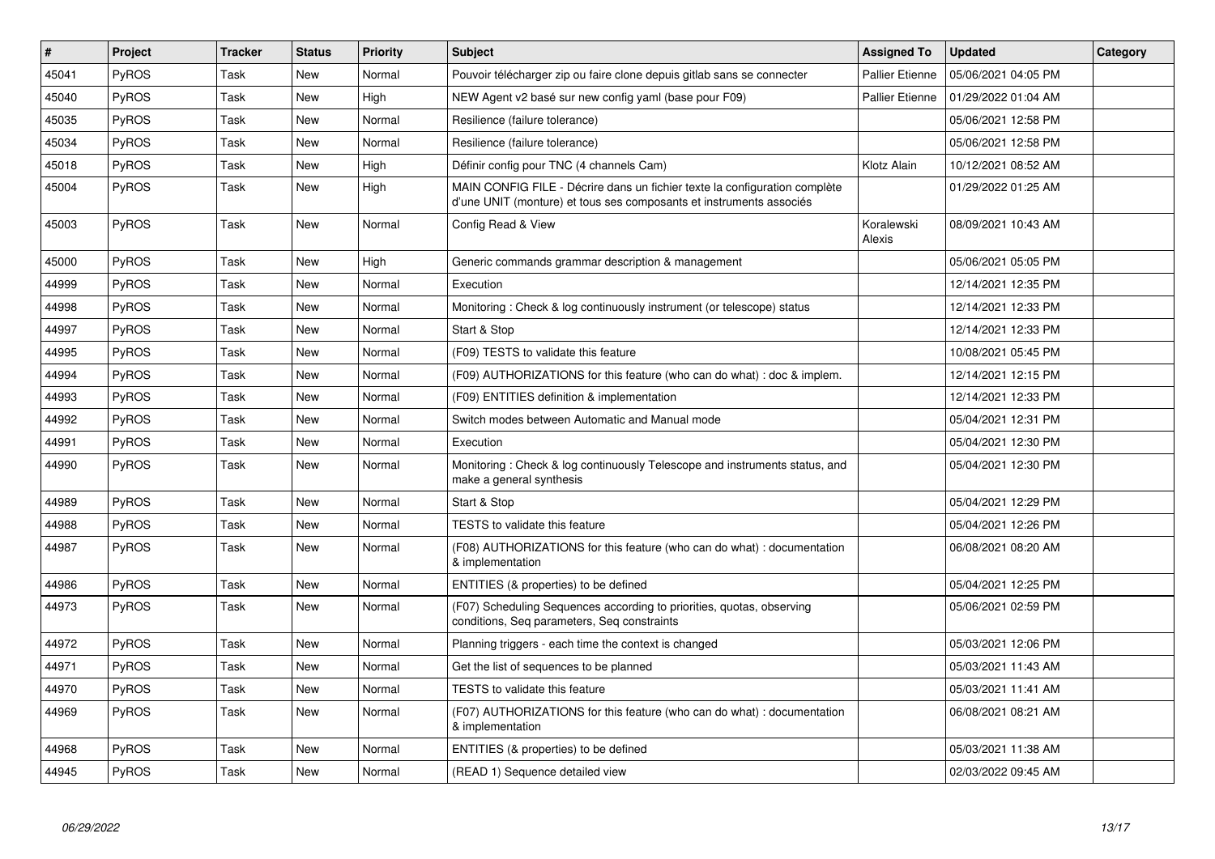| # | Project | Tracker | Status | Priority | Subject | Assigned To | Updated | Category |
|---|---|---|---|---|---|---|---|---|
| 45041 | PyROS | Task | New | Normal | Pouvoir télécharger zip ou faire clone depuis gitlab sans se connecter | Pallier Etienne | 05/06/2021 04:05 PM | |
| 45040 | PyROS | Task | New | High | NEW Agent v2 basé sur new config yaml (base pour F09) | Pallier Etienne | 01/29/2022 01:04 AM | |
| 45035 | PyROS | Task | New | Normal | Resilience (failure tolerance) | | 05/06/2021 12:58 PM | |
| 45034 | PyROS | Task | New | Normal | Resilience (failure tolerance) | | 05/06/2021 12:58 PM | |
| 45018 | PyROS | Task | New | High | Définir config pour TNC (4 channels Cam) | Klotz Alain | 10/12/2021 08:52 AM | |
| 45004 | PyROS | Task | New | High | MAIN CONFIG FILE - Décrire dans un fichier texte la configuration complète d'une UNIT (monture) et tous ses composants et instruments associés | | 01/29/2022 01:25 AM | |
| 45003 | PyROS | Task | New | Normal | Config Read & View | Koralewski Alexis | 08/09/2021 10:43 AM | |
| 45000 | PyROS | Task | New | High | Generic commands grammar description & management | | 05/06/2021 05:05 PM | |
| 44999 | PyROS | Task | New | Normal | Execution | | 12/14/2021 12:35 PM | |
| 44998 | PyROS | Task | New | Normal | Monitoring : Check & log continuously instrument (or telescope) status | | 12/14/2021 12:33 PM | |
| 44997 | PyROS | Task | New | Normal | Start & Stop | | 12/14/2021 12:33 PM | |
| 44995 | PyROS | Task | New | Normal | (F09) TESTS to validate this feature | | 10/08/2021 05:45 PM | |
| 44994 | PyROS | Task | New | Normal | (F09) AUTHORIZATIONS for this feature (who can do what) : doc & implem. | | 12/14/2021 12:15 PM | |
| 44993 | PyROS | Task | New | Normal | (F09) ENTITIES definition & implementation | | 12/14/2021 12:33 PM | |
| 44992 | PyROS | Task | New | Normal | Switch modes between Automatic and Manual mode | | 05/04/2021 12:31 PM | |
| 44991 | PyROS | Task | New | Normal | Execution | | 05/04/2021 12:30 PM | |
| 44990 | PyROS | Task | New | Normal | Monitoring : Check & log continuously Telescope and instruments status, and make a general synthesis | | 05/04/2021 12:30 PM | |
| 44989 | PyROS | Task | New | Normal | Start & Stop | | 05/04/2021 12:29 PM | |
| 44988 | PyROS | Task | New | Normal | TESTS to validate this feature | | 05/04/2021 12:26 PM | |
| 44987 | PyROS | Task | New | Normal | (F08) AUTHORIZATIONS for this feature (who can do what) : documentation & implementation | | 06/08/2021 08:20 AM | |
| 44986 | PyROS | Task | New | Normal | ENTITIES (& properties) to be defined | | 05/04/2021 12:25 PM | |
| 44973 | PyROS | Task | New | Normal | (F07) Scheduling Sequences according to priorities, quotas, observing conditions, Seq parameters, Seq constraints | | 05/06/2021 02:59 PM | |
| 44972 | PyROS | Task | New | Normal | Planning triggers - each time the context is changed | | 05/03/2021 12:06 PM | |
| 44971 | PyROS | Task | New | Normal | Get the list of sequences to be planned | | 05/03/2021 11:43 AM | |
| 44970 | PyROS | Task | New | Normal | TESTS to validate this feature | | 05/03/2021 11:41 AM | |
| 44969 | PyROS | Task | New | Normal | (F07) AUTHORIZATIONS for this feature (who can do what) : documentation & implementation | | 06/08/2021 08:21 AM | |
| 44968 | PyROS | Task | New | Normal | ENTITIES (& properties) to be defined | | 05/03/2021 11:38 AM | |
| 44945 | PyROS | Task | New | Normal | (READ 1) Sequence detailed view | | 02/03/2022 09:45 AM | |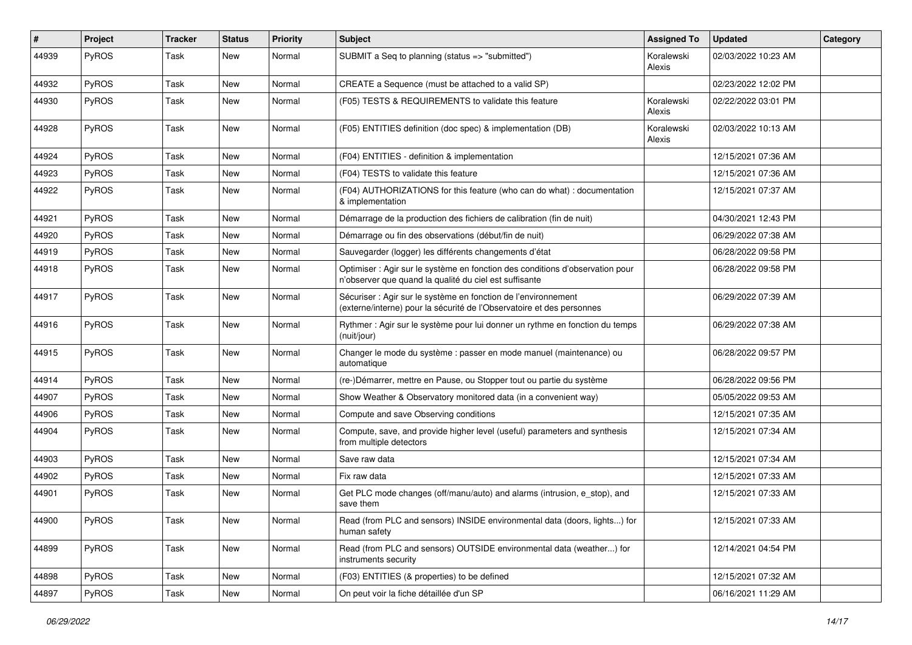| # | Project | Tracker | Status | Priority | Subject | Assigned To | Updated | Category |
|---|---|---|---|---|---|---|---|---|
| 44939 | PyROS | Task | New | Normal | SUBMIT a Seq to planning (status => "submitted") | Koralewski Alexis | 02/03/2022 10:23 AM | |
| 44932 | PyROS | Task | New | Normal | CREATE a Sequence (must be attached to a valid SP) | | 02/23/2022 12:02 PM | |
| 44930 | PyROS | Task | New | Normal | (F05) TESTS & REQUIREMENTS to validate this feature | Koralewski Alexis | 02/22/2022 03:01 PM | |
| 44928 | PyROS | Task | New | Normal | (F05) ENTITIES definition (doc spec) & implementation (DB) | Koralewski Alexis | 02/03/2022 10:13 AM | |
| 44924 | PyROS | Task | New | Normal | (F04) ENTITIES - definition & implementation | | 12/15/2021 07:36 AM | |
| 44923 | PyROS | Task | New | Normal | (F04) TESTS to validate this feature | | 12/15/2021 07:36 AM | |
| 44922 | PyROS | Task | New | Normal | (F04) AUTHORIZATIONS for this feature (who can do what) : documentation & implementation | | 12/15/2021 07:37 AM | |
| 44921 | PyROS | Task | New | Normal | Démarrage de la production des fichiers de calibration (fin de nuit) | | 04/30/2021 12:43 PM | |
| 44920 | PyROS | Task | New | Normal | Démarrage ou fin des observations (début/fin de nuit) | | 06/29/2022 07:38 AM | |
| 44919 | PyROS | Task | New | Normal | Sauvegarder (logger) les différents changements d'état | | 06/28/2022 09:58 PM | |
| 44918 | PyROS | Task | New | Normal | Optimiser : Agir sur le système en fonction des conditions d'observation pour n'observer que quand la qualité du ciel est suffisante | | 06/28/2022 09:58 PM | |
| 44917 | PyROS | Task | New | Normal | Sécuriser : Agir sur le système en fonction de l'environnement (externe/interne) pour la sécurité de l'Observatoire et des personnes | | 06/29/2022 07:39 AM | |
| 44916 | PyROS | Task | New | Normal | Rythmer : Agir sur le système pour lui donner un rythme en fonction du temps (nuit/jour) | | 06/29/2022 07:38 AM | |
| 44915 | PyROS | Task | New | Normal | Changer le mode du système : passer en mode manuel (maintenance) ou automatique | | 06/28/2022 09:57 PM | |
| 44914 | PyROS | Task | New | Normal | (re-)Démarrer, mettre en Pause, ou Stopper tout ou partie du système | | 06/28/2022 09:56 PM | |
| 44907 | PyROS | Task | New | Normal | Show Weather & Observatory monitored data (in a convenient way) | | 05/05/2022 09:53 AM | |
| 44906 | PyROS | Task | New | Normal | Compute and save Observing conditions | | 12/15/2021 07:35 AM | |
| 44904 | PyROS | Task | New | Normal | Compute, save, and provide higher level (useful) parameters and synthesis from multiple detectors | | 12/15/2021 07:34 AM | |
| 44903 | PyROS | Task | New | Normal | Save raw data | | 12/15/2021 07:34 AM | |
| 44902 | PyROS | Task | New | Normal | Fix raw data | | 12/15/2021 07:33 AM | |
| 44901 | PyROS | Task | New | Normal | Get PLC mode changes (off/manu/auto) and alarms (intrusion, e_stop), and save them | | 12/15/2021 07:33 AM | |
| 44900 | PyROS | Task | New | Normal | Read (from PLC and sensors) INSIDE environmental data (doors, lights...) for human safety | | 12/15/2021 07:33 AM | |
| 44899 | PyROS | Task | New | Normal | Read (from PLC and sensors) OUTSIDE environmental data (weather...) for instruments security | | 12/14/2021 04:54 PM | |
| 44898 | PyROS | Task | New | Normal | (F03) ENTITIES (& properties) to be defined | | 12/15/2021 07:32 AM | |
| 44897 | PyROS | Task | New | Normal | On peut voir la fiche détaillée d'un SP | | 06/16/2021 11:29 AM | |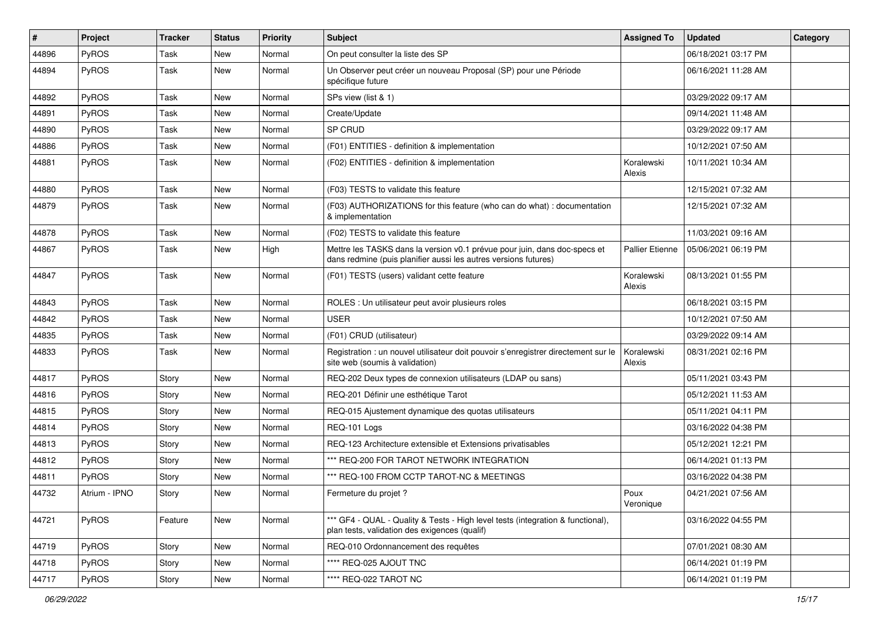| # | Project | Tracker | Status | Priority | Subject | Assigned To | Updated | Category |
|---|---|---|---|---|---|---|---|---|
| 44896 | PyROS | Task | New | Normal | On peut consulter la liste des SP | | 06/18/2021 03:17 PM | |
| 44894 | PyROS | Task | New | Normal | Un Observer peut créer un nouveau Proposal (SP) pour une Période spécifique future | | 06/16/2021 11:28 AM | |
| 44892 | PyROS | Task | New | Normal | SPs view (list & 1) | | 03/29/2022 09:17 AM | |
| 44891 | PyROS | Task | New | Normal | Create/Update | | 09/14/2021 11:48 AM | |
| 44890 | PyROS | Task | New | Normal | SP CRUD | | 03/29/2022 09:17 AM | |
| 44886 | PyROS | Task | New | Normal | (F01) ENTITIES - definition & implementation | | 10/12/2021 07:50 AM | |
| 44881 | PyROS | Task | New | Normal | (F02) ENTITIES - definition & implementation | Koralewski Alexis | 10/11/2021 10:34 AM | |
| 44880 | PyROS | Task | New | Normal | (F03) TESTS to validate this feature | | 12/15/2021 07:32 AM | |
| 44879 | PyROS | Task | New | Normal | (F03) AUTHORIZATIONS for this feature (who can do what) : documentation & implementation | | 12/15/2021 07:32 AM | |
| 44878 | PyROS | Task | New | Normal | (F02) TESTS to validate this feature | | 11/03/2021 09:16 AM | |
| 44867 | PyROS | Task | New | High | Mettre les TASKS dans la version v0.1 prévue pour juin, dans doc-specs et dans redmine (puis planifier aussi les autres versions futures) | Pallier Etienne | 05/06/2021 06:19 PM | |
| 44847 | PyROS | Task | New | Normal | (F01) TESTS (users) validant cette feature | Koralewski Alexis | 08/13/2021 01:55 PM | |
| 44843 | PyROS | Task | New | Normal | ROLES : Un utilisateur peut avoir plusieurs roles | | 06/18/2021 03:15 PM | |
| 44842 | PyROS | Task | New | Normal | USER | | 10/12/2021 07:50 AM | |
| 44835 | PyROS | Task | New | Normal | (F01) CRUD (utilisateur) | | 03/29/2022 09:14 AM | |
| 44833 | PyROS | Task | New | Normal | Registration : un nouvel utilisateur doit pouvoir s'enregistrer directement sur le site web (soumis à validation) | Koralewski Alexis | 08/31/2021 02:16 PM | |
| 44817 | PyROS | Story | New | Normal | REQ-202 Deux types de connexion utilisateurs (LDAP ou sans) | | 05/11/2021 03:43 PM | |
| 44816 | PyROS | Story | New | Normal | REQ-201 Définir une esthétique Tarot | | 05/12/2021 11:53 AM | |
| 44815 | PyROS | Story | New | Normal | REQ-015 Ajustement dynamique des quotas utilisateurs | | 05/11/2021 04:11 PM | |
| 44814 | PyROS | Story | New | Normal | REQ-101 Logs | | 03/16/2022 04:38 PM | |
| 44813 | PyROS | Story | New | Normal | REQ-123 Architecture extensible et Extensions privatisables | | 05/12/2021 12:21 PM | |
| 44812 | PyROS | Story | New | Normal | *** REQ-200 FOR TAROT NETWORK INTEGRATION | | 06/14/2021 01:13 PM | |
| 44811 | PyROS | Story | New | Normal | *** REQ-100 FROM CCTP TAROT-NC & MEETINGS | | 03/16/2022 04:38 PM | |
| 44732 | Atrium - IPNO | Story | New | Normal | Fermeture du projet ? | Poux Veronique | 04/21/2021 07:56 AM | |
| 44721 | PyROS | Feature | New | Normal | *** GF4 - QUAL - Quality & Tests - High level tests (integration & functional), plan tests, validation des exigences (qualif) | | 03/16/2022 04:55 PM | |
| 44719 | PyROS | Story | New | Normal | REQ-010 Ordonnancement des requêtes | | 07/01/2021 08:30 AM | |
| 44718 | PyROS | Story | New | Normal | **** REQ-025 AJOUT TNC | | 06/14/2021 01:19 PM | |
| 44717 | PyROS | Story | New | Normal | **** REQ-022 TAROT NC | | 06/14/2021 01:19 PM | |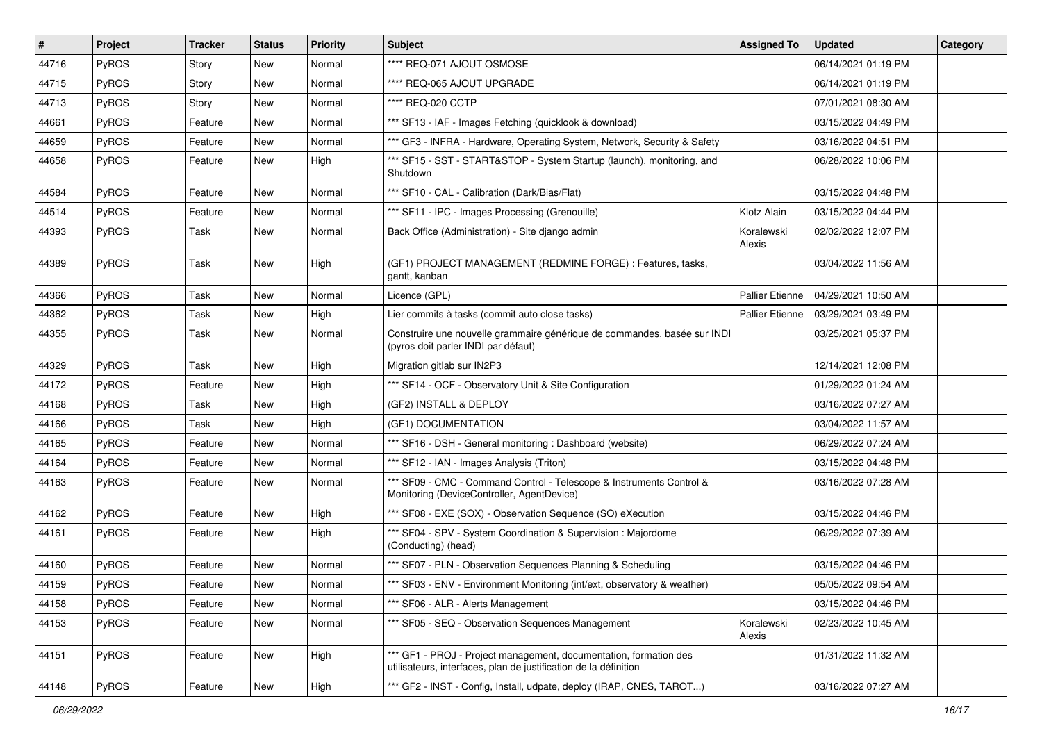| # | Project | Tracker | Status | Priority | Subject | Assigned To | Updated | Category |
|---|---|---|---|---|---|---|---|---|
| 44716 | PyROS | Story | New | Normal | **** REQ-071 AJOUT OSMOSE | | 06/14/2021 01:19 PM | |
| 44715 | PyROS | Story | New | Normal | **** REQ-065 AJOUT UPGRADE | | 06/14/2021 01:19 PM | |
| 44713 | PyROS | Story | New | Normal | **** REQ-020 CCTP | | 07/01/2021 08:30 AM | |
| 44661 | PyROS | Feature | New | Normal | *** SF13 - IAF - Images Fetching (quicklook & download) | | 03/15/2022 04:49 PM | |
| 44659 | PyROS | Feature | New | Normal | *** GF3 - INFRA - Hardware, Operating System, Network, Security & Safety | | 03/16/2022 04:51 PM | |
| 44658 | PyROS | Feature | New | High | *** SF15 - SST - START&STOP - System Startup (launch), monitoring, and Shutdown | | 06/28/2022 10:06 PM | |
| 44584 | PyROS | Feature | New | Normal | *** SF10 - CAL - Calibration (Dark/Bias/Flat) | | 03/15/2022 04:48 PM | |
| 44514 | PyROS | Feature | New | Normal | *** SF11 - IPC - Images Processing (Grenouille) | Klotz Alain | 03/15/2022 04:44 PM | |
| 44393 | PyROS | Task | New | Normal | Back Office (Administration) - Site django admin | Koralewski Alexis | 02/02/2022 12:07 PM | |
| 44389 | PyROS | Task | New | High | (GF1) PROJECT MANAGEMENT (REDMINE FORGE) : Features, tasks, gantt, kanban | | 03/04/2022 11:56 AM | |
| 44366 | PyROS | Task | New | Normal | Licence (GPL) | Pallier Etienne | 04/29/2021 10:50 AM | |
| 44362 | PyROS | Task | New | High | Lier commits à tasks (commit auto close tasks) | Pallier Etienne | 03/29/2021 03:49 PM | |
| 44355 | PyROS | Task | New | Normal | Construire une nouvelle grammaire générique de commandes, basée sur INDI (pyros doit parler INDI par défaut) | | 03/25/2021 05:37 PM | |
| 44329 | PyROS | Task | New | High | Migration gitlab sur IN2P3 | | 12/14/2021 12:08 PM | |
| 44172 | PyROS | Feature | New | High | *** SF14 - OCF - Observatory Unit & Site Configuration | | 01/29/2022 01:24 AM | |
| 44168 | PyROS | Task | New | High | (GF2) INSTALL & DEPLOY | | 03/16/2022 07:27 AM | |
| 44166 | PyROS | Task | New | High | (GF1) DOCUMENTATION | | 03/04/2022 11:57 AM | |
| 44165 | PyROS | Feature | New | Normal | *** SF16 - DSH - General monitoring : Dashboard (website) | | 06/29/2022 07:24 AM | |
| 44164 | PyROS | Feature | New | Normal | *** SF12 - IAN - Images Analysis (Triton) | | 03/15/2022 04:48 PM | |
| 44163 | PyROS | Feature | New | Normal | *** SF09 - CMC - Command Control - Telescope & Instruments Control & Monitoring (DeviceController, AgentDevice) | | 03/16/2022 07:28 AM | |
| 44162 | PyROS | Feature | New | High | *** SF08 - EXE (SOX) - Observation Sequence (SO) eXecution | | 03/15/2022 04:46 PM | |
| 44161 | PyROS | Feature | New | High | *** SF04 - SPV - System Coordination & Supervision : Majordome (Conducting) (head) | | 06/29/2022 07:39 AM | |
| 44160 | PyROS | Feature | New | Normal | *** SF07 - PLN - Observation Sequences Planning & Scheduling | | 03/15/2022 04:46 PM | |
| 44159 | PyROS | Feature | New | Normal | *** SF03 - ENV - Environment Monitoring (int/ext, observatory & weather) | | 05/05/2022 09:54 AM | |
| 44158 | PyROS | Feature | New | Normal | *** SF06 - ALR - Alerts Management | | 03/15/2022 04:46 PM | |
| 44153 | PyROS | Feature | New | Normal | *** SF05 - SEQ - Observation Sequences Management | Koralewski Alexis | 02/23/2022 10:45 AM | |
| 44151 | PyROS | Feature | New | High | *** GF1 - PROJ - Project management, documentation, formation des utilisateurs, interfaces, plan de justification de la définition | | 01/31/2022 11:32 AM | |
| 44148 | PyROS | Feature | New | High | *** GF2 - INST - Config, Install, udpate, deploy (IRAP, CNES, TAROT...) | | 03/16/2022 07:27 AM | |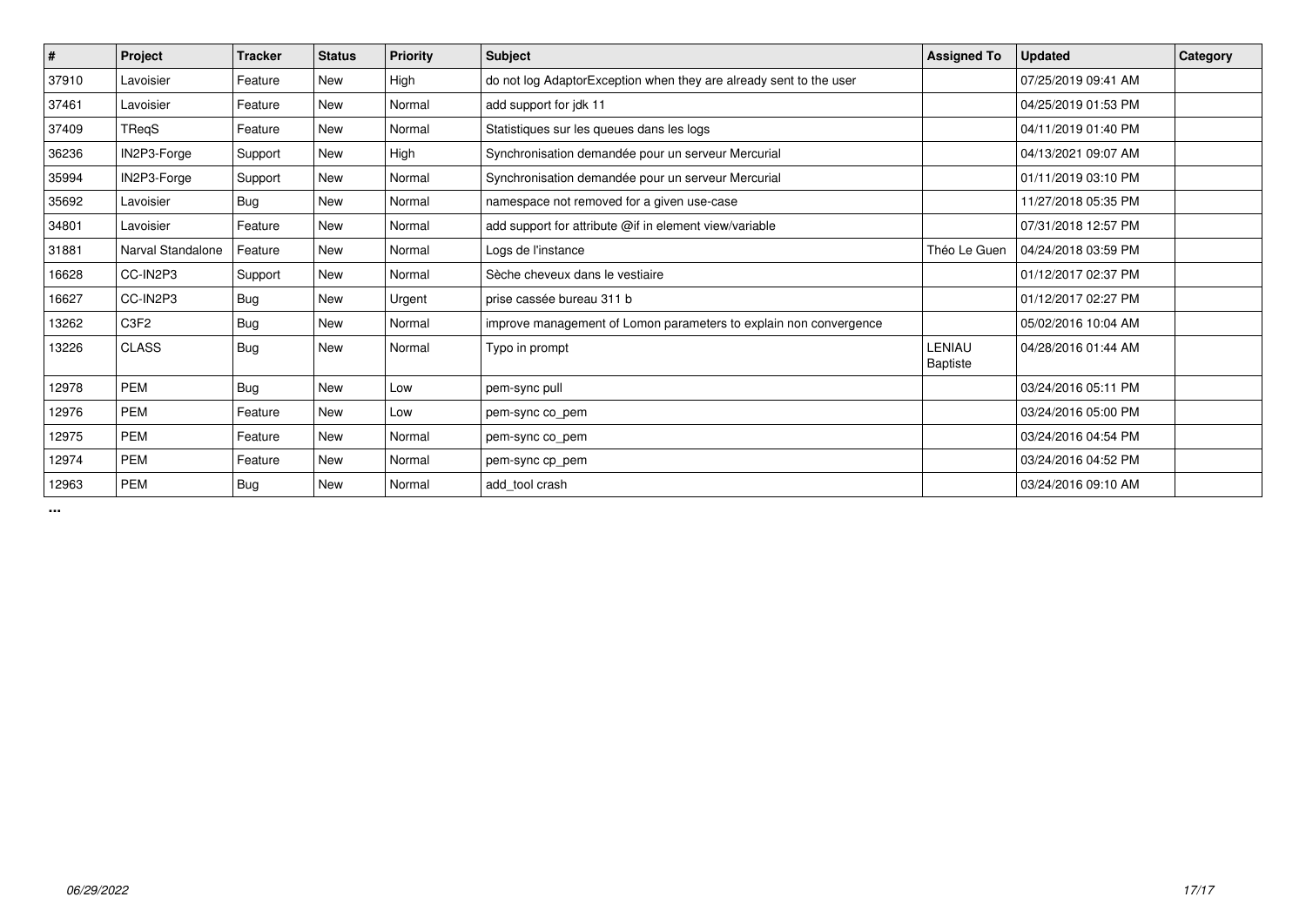| # | Project | Tracker | Status | Priority | Subject | Assigned To | Updated | Category |
|---|---|---|---|---|---|---|---|---|
| 37910 | Lavoisier | Feature | New | High | do not log AdaptorException when they are already sent to the user | | 07/25/2019 09:41 AM | |
| 37461 | Lavoisier | Feature | New | Normal | add support for jdk 11 | | 04/25/2019 01:53 PM | |
| 37409 | TReqS | Feature | New | Normal | Statistiques sur les queues dans les logs | | 04/11/2019 01:40 PM | |
| 36236 | IN2P3-Forge | Support | New | High | Synchronisation demandée pour un serveur Mercurial | | 04/13/2021 09:07 AM | |
| 35994 | IN2P3-Forge | Support | New | Normal | Synchronisation demandée pour un serveur Mercurial | | 01/11/2019 03:10 PM | |
| 35692 | Lavoisier | Bug | New | Normal | namespace not removed for a given use-case | | 11/27/2018 05:35 PM | |
| 34801 | Lavoisier | Feature | New | Normal | add support for attribute @if in element view/variable | | 07/31/2018 12:57 PM | |
| 31881 | Narval Standalone | Feature | New | Normal | Logs de l'instance | Théo Le Guen | 04/24/2018 03:59 PM | |
| 16628 | CC-IN2P3 | Support | New | Normal | Sèche cheveux dans le vestiaire | | 01/12/2017 02:37 PM | |
| 16627 | CC-IN2P3 | Bug | New | Urgent | prise cassée bureau 311 b | | 01/12/2017 02:27 PM | |
| 13262 | C3F2 | Bug | New | Normal | improve management of Lomon parameters to explain non convergence | | 05/02/2016 10:04 AM | |
| 13226 | CLASS | Bug | New | Normal | Typo in prompt | LENIAU Baptiste | 04/28/2016 01:44 AM | |
| 12978 | PEM | Bug | New | Low | pem-sync pull | | 03/24/2016 05:11 PM | |
| 12976 | PEM | Feature | New | Low | pem-sync co_pem | | 03/24/2016 05:00 PM | |
| 12975 | PEM | Feature | New | Normal | pem-sync co_pem | | 03/24/2016 04:54 PM | |
| 12974 | PEM | Feature | New | Normal | pem-sync cp_pem | | 03/24/2016 04:52 PM | |
| 12963 | PEM | Bug | New | Normal | add_tool crash | | 03/24/2016 09:10 AM | |

...